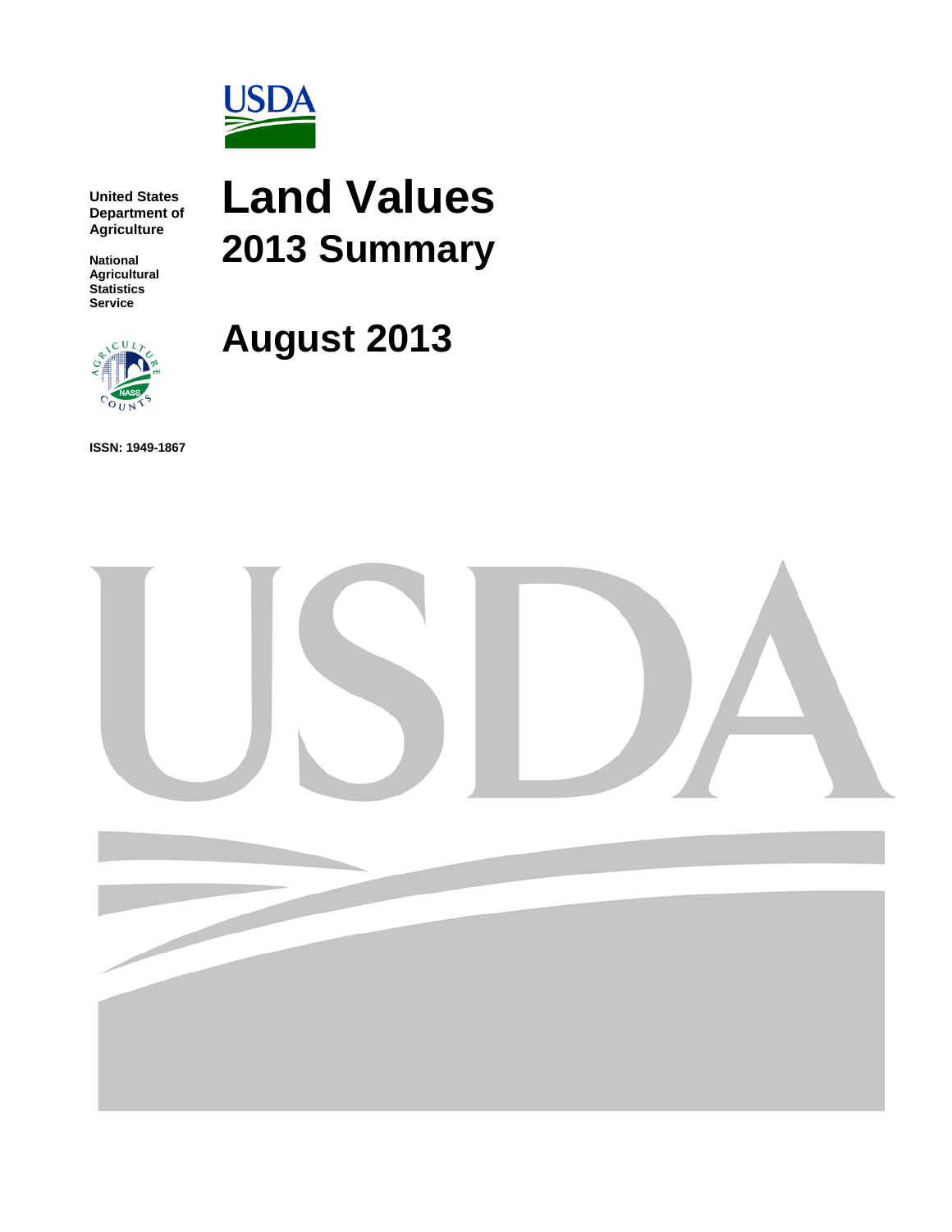United States Department of Agriculture

National Agricultural Statistics Service

# Land Values

## 2013 Summary

## August 2013

ISSN: 1949-1867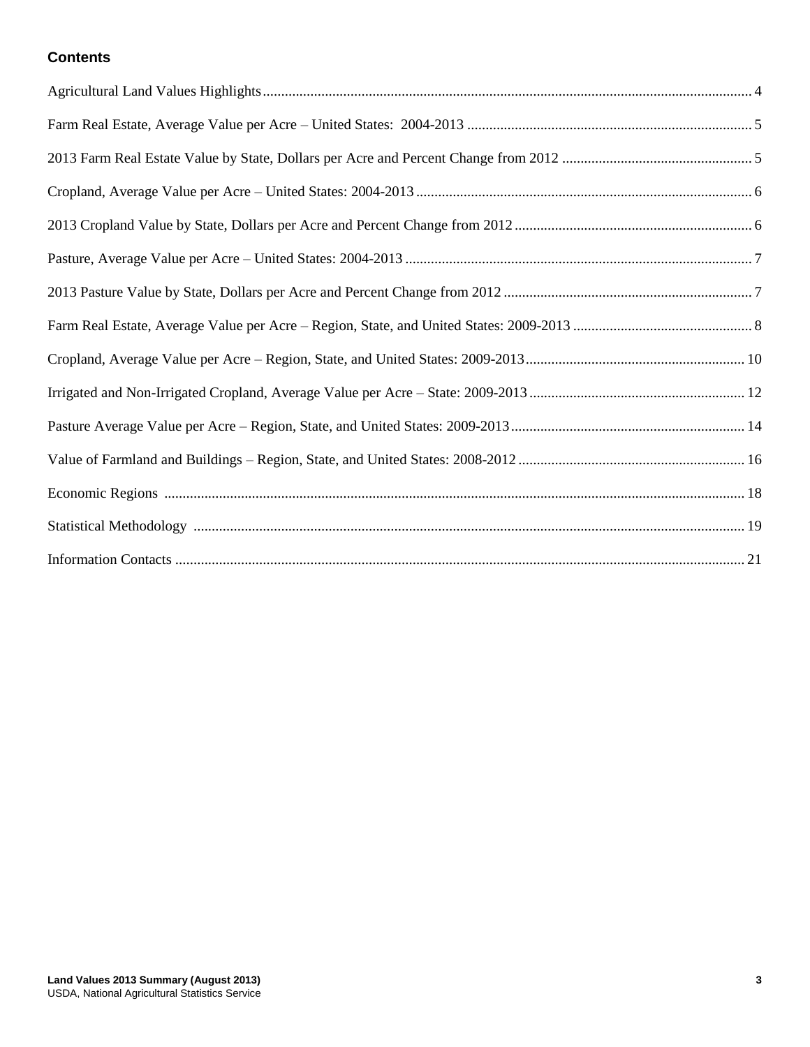## Contents

Agricultural Land Values Highlights.................................................................................................................... 4

Farm Real Estate, Average Value per Acre – United States: 2004-2013 ............................................................................. 5

2013 Farm Real Estate Value by State, Dollars per Acre and Percent Change from 2012 ................................................... 5

Cropland, Average Value per Acre – United States: 2004-2013 ........................................................................................... 6

2013 Cropland Value by State, Dollars per Acre and Percent Change from 2012 ................................................................ 6

Pasture, Average Value per Acre – United States: 2004-2013 .............................................................................................. 7

2013 Pasture Value by State, Dollars per Acre and Percent Change from 2012 ................................................................... 7

Farm Real Estate, Average Value per Acre – Region, State, and United States: 2009-2013 ................................................. 8

Cropland, Average Value per Acre – Region, State, and United States: 2009-2013 ............................................................ 10

Irrigated and Non-Irrigated Cropland, Average Value per Acre – State: 2009-2013 ........................................................... 12

Pasture Average Value per Acre – Region, State, and United States: 2009-2013 ................................................................ 14

Value of Farmland and Buildings – Region, State, and United States: 2008-2012 .............................................................. 16

Economic Regions ............................................................................................................................................. 18

Statistical Methodology ..................................................................................................................................... 19

Information Contacts .......................................................................................................................................... 21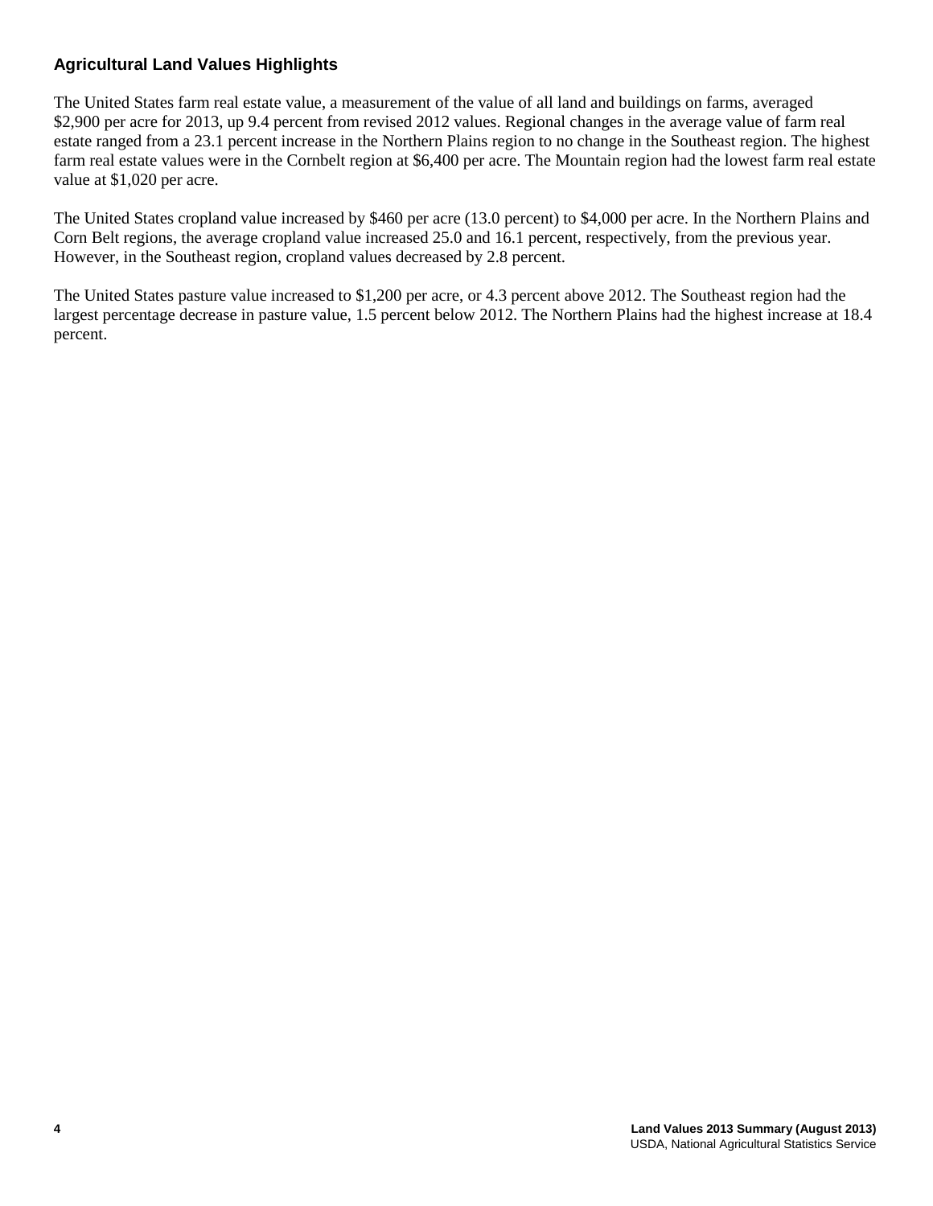## Agricultural Land Values Highlights

The United States farm real estate value, a measurement of the value of all land and buildings on farms, averaged $2,900 per acre for 2013, up 9.4 percent from revised 2012 values. Regional changes in the average value of farm real estate ranged from a 23.1 percent increase in the Northern Plains region to no change in the Southeast region. The highest farm real estate values were in the Cornbelt region at $6,400 per acre. The Mountain region had the lowest farm real estate value at $1,020 per acre.

The United States cropland value increased by $460 per acre (13.0 percent) to $4,000 per acre. In the Northern Plains and Corn Belt regions, the average cropland value increased 25.0 and 16.1 percent, respectively, from the previous year. However, in the Southeast region, cropland values decreased by 2.8 percent.

The United States pasture value increased to $1,200 per acre, or 4.3 percent above 2012. The Southeast region had the largest percentage decrease in pasture value, 1.5 percent below 2012. The Northern Plains had the highest increase at 18.4 percent.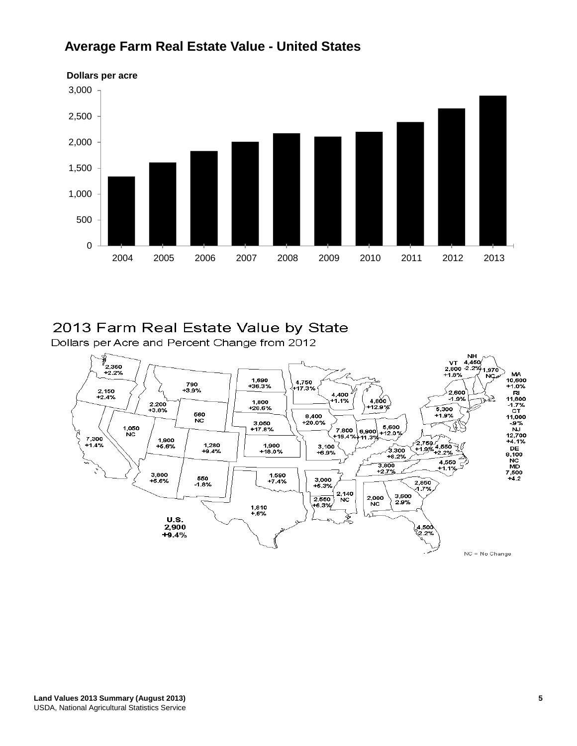## Average Farm Real Estate Value - United States

Dollars per acre

3,000
2,500
2,000
1,500
1,000
500
0

2004 2005 2006 2007 2008 2009 2010 2011 2012 2013

## 2013 Farm Real Estate Value by State

Dollars per Acre and Percent Change from 2012

U.S.
2,900
+9.4%

NC = No Change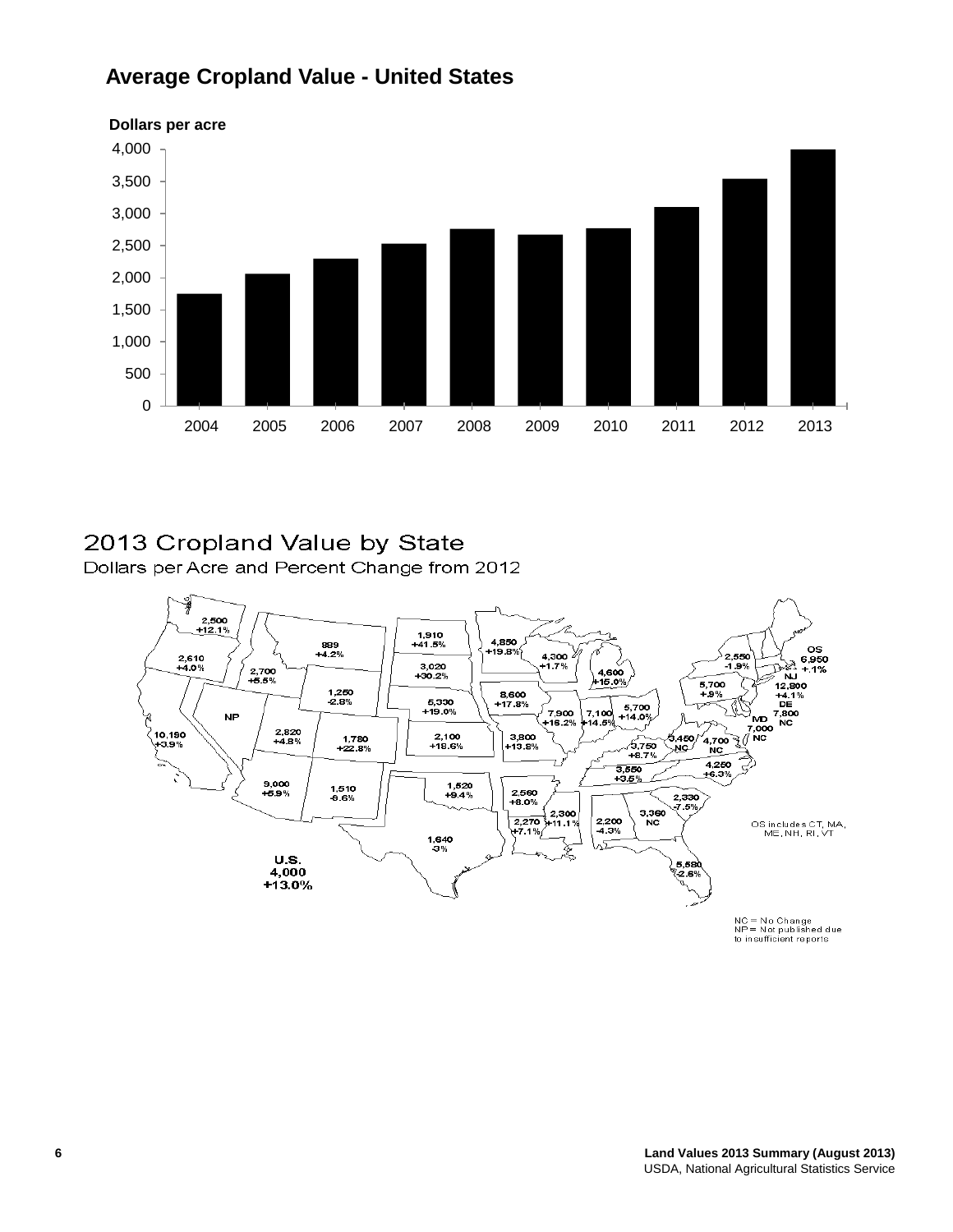## Average Cropland Value - United States

Dollars per acre

4,000
3,500
3,000
2,500
2,000
1,500
1,000
500
0

2004 2005 2006 2007 2008 2009 2010 2011 2012 2013

## 2013 Cropland Value by State

Dollars per Acre and Percent Change from 2012

2,500 +12.1%
2,610 +4.0%
2,700 +6.5%
889 +4.2%
1,910 +41.5%
3,020 +30.2%
1,250 -2.8%
NP
10,190 +3.9%
2,820 +4.8%
1,780 +22.8%
5,330 +19.0%
2,100 +18.6%
9,000 +5.9%
1,510 -6.6%
1,520 +9.4%
1,640 -3%
4,850 +19.8%
4,300 +1.7%
8,600 +17.8%
7,900 +16.2%
3,800 +13.8%
2,560 +8.0%
2,270 +7.1%
2,300 +11.1%
7,100 +14.5%
4,600 +15.0%
5,700 +14.0%
3,750 +8.7%
3,550 +3.5%
2,200 -4.3%
3,360 NC
2,330 -7.5%
5,580 -2.8%
3,450 NC
4,700 NC
4,250 +6.3%
5,700 +.9%
2,550 -1.9%
OS 6,950 +.1%
NJ 12,800 +4.1%
DE 7,800 NC
MD 7,000 NC

U.S. 4,000 +13.0%

OS includes CT, MA, ME, NH, RI, VT

NC = No Change
NP = Not published due to insufficient reports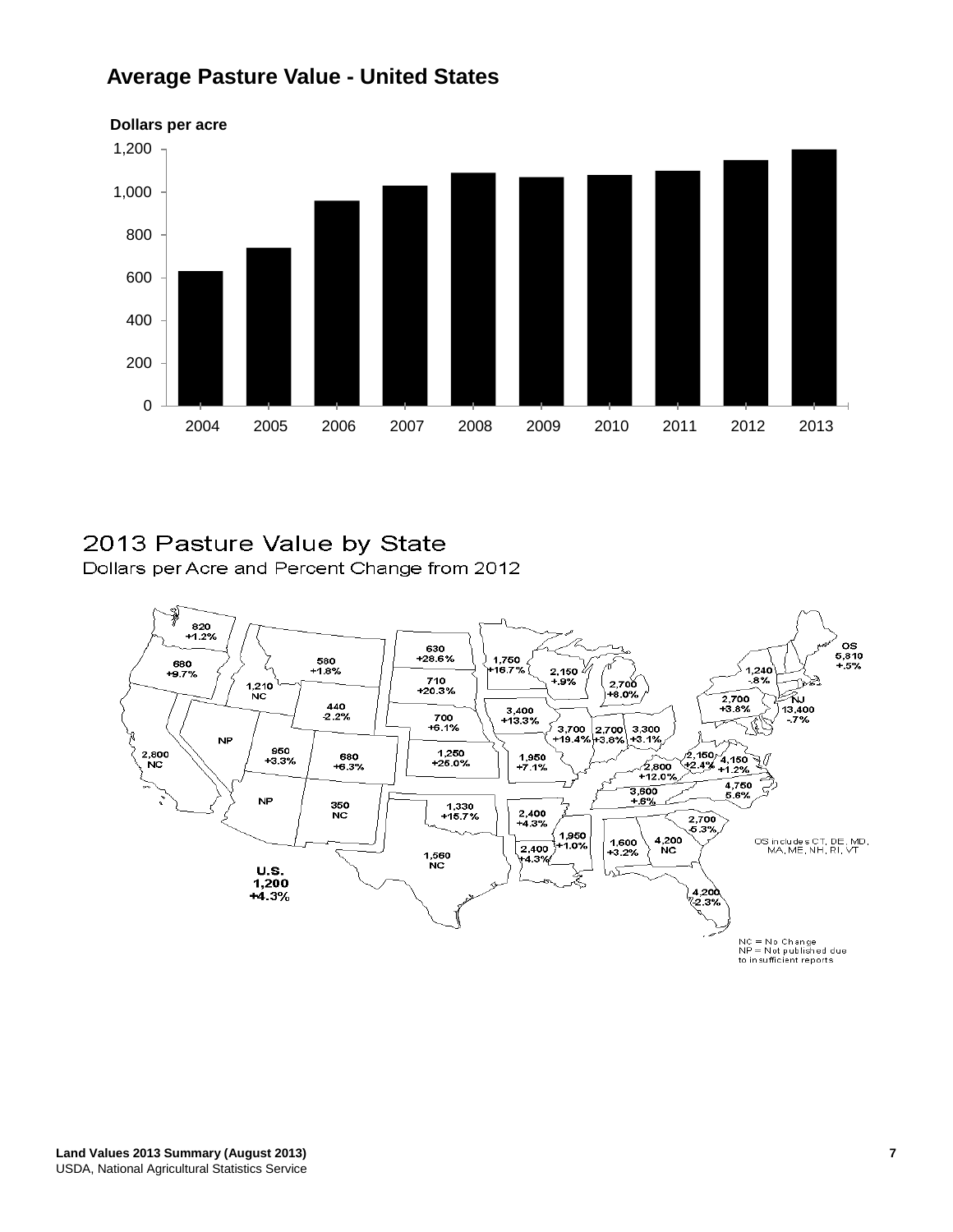## Average Pasture Value - United States

Dollars per acre

1,200
1,000
800
600
400
200
0

2004 2005 2006 2007 2008 2009 2010 2011 2012 2013

## 2013 Pasture Value by State

Dollars per Acre and Percent Change from 2012

820
+1.2%

680
+9.7%

580
+1.8%

1,210
NC

630
+28.6%

710
+20.3%

1,750
+16.7%

2,150
+.9%

2,700
+8.0%

1,240
-.8%

OS
5,810
+.5%

2,700
+3.8%

NJ
13,400
-.7%

440
-2.2%

700
+6.1%

3,400
+13.3%

3,700
+19.4%

2,700
+3.8%

3,300
+3.1%

NP

2,800
NC

950
+3.3%

680
+6.3%

1,250
+25.0%

1,950
+7.1%

2,150
+2.4%

4,150
+1.2%

2,800
+12.0%

4,750
5.6%

3,600
+.6%

NP

350
NC

1,330
+15.7%

2,400
+4.3%

2,700
-5.3%

1,950
+1.0%

1,600
+3.2%

4,200
NC

2,400
+4.3%

1,560
NC

U.S.
1,200
+4.3%

4,200
-2.3%

OS includes CT, DE, MD, MA, ME, NH, RI, VT

NC = No Change
NP = Not published due to insufficient reports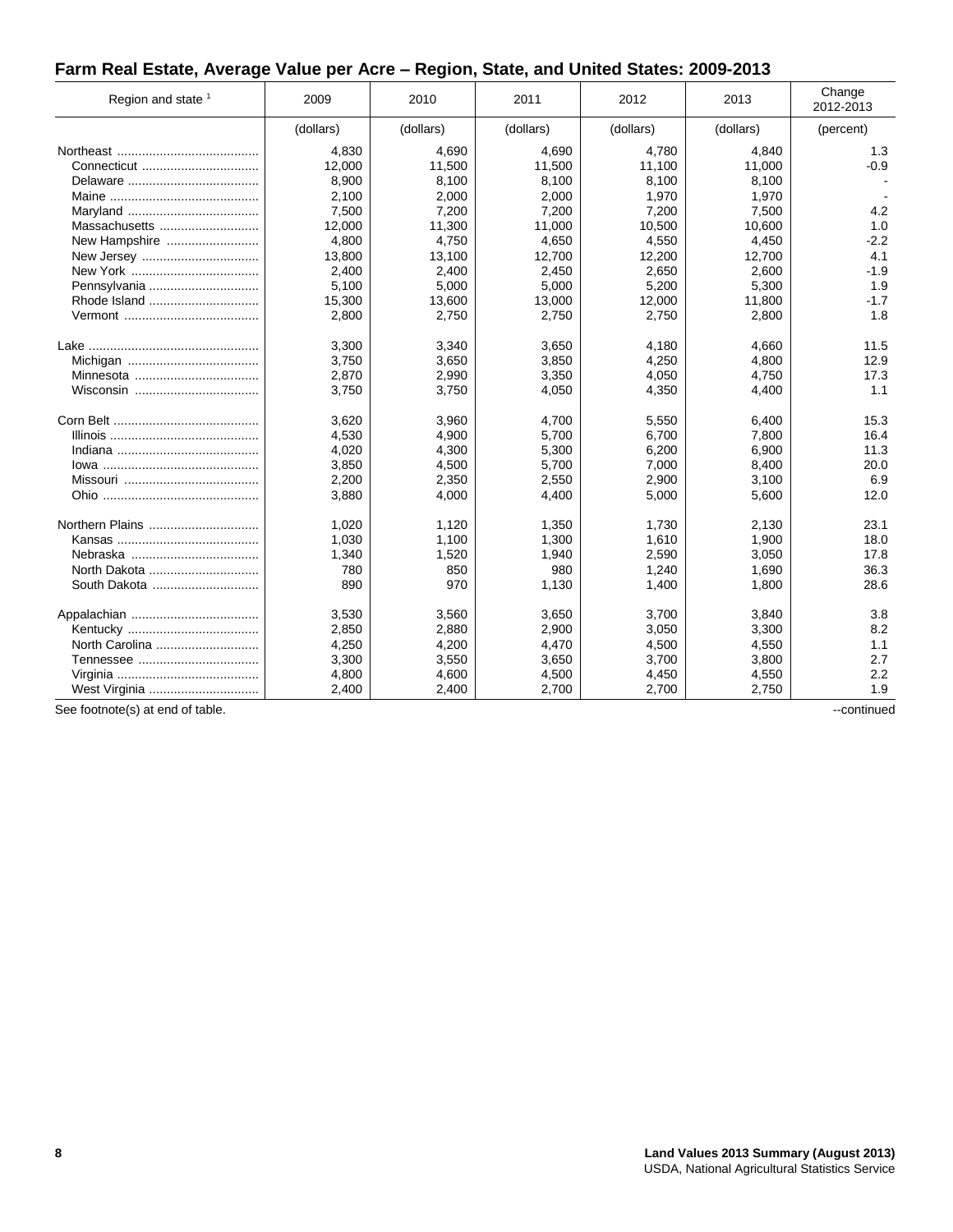## Farm Real Estate, Average Value per Acre – Region, State, and United States: 2009-2013

| Region and state [1] | 2009 | 2010 | 2011 | 2012 | 2013 | Change 2012-2013 |
|---|---|---|---|---|---|---|
| | (dollars) | (dollars) | (dollars) | (dollars) | (dollars) | (percent) |
| Northeast | 4,830 | 4,690 | 4,690 | 4,780 | 4,840 | 1.3 |
| Connecticut | 12,000 | 11,500 | 11,500 | 11,100 | 11,000 | -0.9 |
| Delaware | 8,900 | 8,100 | 8,100 | 8,100 | 8,100 | - |
| Maine | 2,100 | 2,000 | 2,000 | 1,970 | 1,970 | - |
| Maryland | 7,500 | 7,200 | 7,200 | 7,200 | 7,500 | 4.2 |
| Massachusetts | 12,000 | 11,300 | 11,000 | 10,500 | 10,600 | 1.0 |
| New Hampshire | 4,800 | 4,750 | 4,650 | 4,550 | 4,450 | -2.2 |
| New Jersey | 13,800 | 13,100 | 12,700 | 12,200 | 12,700 | 4.1 |
| New York | 2,400 | 2,400 | 2,450 | 2,650 | 2,600 | -1.9 |
| Pennsylvania | 5,100 | 5,000 | 5,000 | 5,200 | 5,300 | 1.9 |
| Rhode Island | 15,300 | 13,600 | 13,000 | 12,000 | 11,800 | -1.7 |
| Vermont | 2,800 | 2,750 | 2,750 | 2,750 | 2,800 | 1.8 |
| | | | | | | |
| Lake | 3,300 | 3,340 | 3,650 | 4,180 | 4,660 | 11.5 |
| Michigan | 3,750 | 3,650 | 3,850 | 4,250 | 4,800 | 12.9 |
| Minnesota | 2,870 | 2,990 | 3,350 | 4,050 | 4,750 | 17.3 |
| Wisconsin | 3,750 | 3,750 | 4,050 | 4,350 | 4,400 | 1.1 |
| | | | | | | |
| Corn Belt | 3,620 | 3,960 | 4,700 | 5,550 | 6,400 | 15.3 |
| Illinois | 4,530 | 4,900 | 5,700 | 6,700 | 7,800 | 16.4 |
| Indiana | 4,020 | 4,300 | 5,300 | 6,200 | 6,900 | 11.3 |
| Iowa | 3,850 | 4,500 | 5,700 | 7,000 | 8,400 | 20.0 |
| Missouri | 2,200 | 2,350 | 2,550 | 2,900 | 3,100 | 6.9 |
| Ohio | 3,880 | 4,000 | 4,400 | 5,000 | 5,600 | 12.0 |
| | | | | | | |
| Northern Plains | 1,020 | 1,120 | 1,350 | 1,730 | 2,130 | 23.1 |
| Kansas | 1,030 | 1,100 | 1,300 | 1,610 | 1,900 | 18.0 |
| Nebraska | 1,340 | 1,520 | 1,940 | 2,590 | 3,050 | 17.8 |
| North Dakota | 780 | 850 | 980 | 1,240 | 1,690 | 36.3 |
| South Dakota | 890 | 970 | 1,130 | 1,400 | 1,800 | 28.6 |
| | | | | | | |
| Appalachian | 3,530 | 3,560 | 3,650 | 3,700 | 3,840 | 3.8 |
| Kentucky | 2,850 | 2,880 | 2,900 | 3,050 | 3,300 | 8.2 |
| North Carolina | 4,250 | 4,200 | 4,470 | 4,500 | 4,550 | 1.1 |
| Tennessee | 3,300 | 3,550 | 3,650 | 3,700 | 3,800 | 2.7 |
| Virginia | 4,800 | 4,600 | 4,500 | 4,450 | 4,550 | 2.2 |
| West Virginia | 2,400 | 2,400 | 2,700 | 2,700 | 2,750 | 1.9 |

See footnote(s) at end of table.

--continued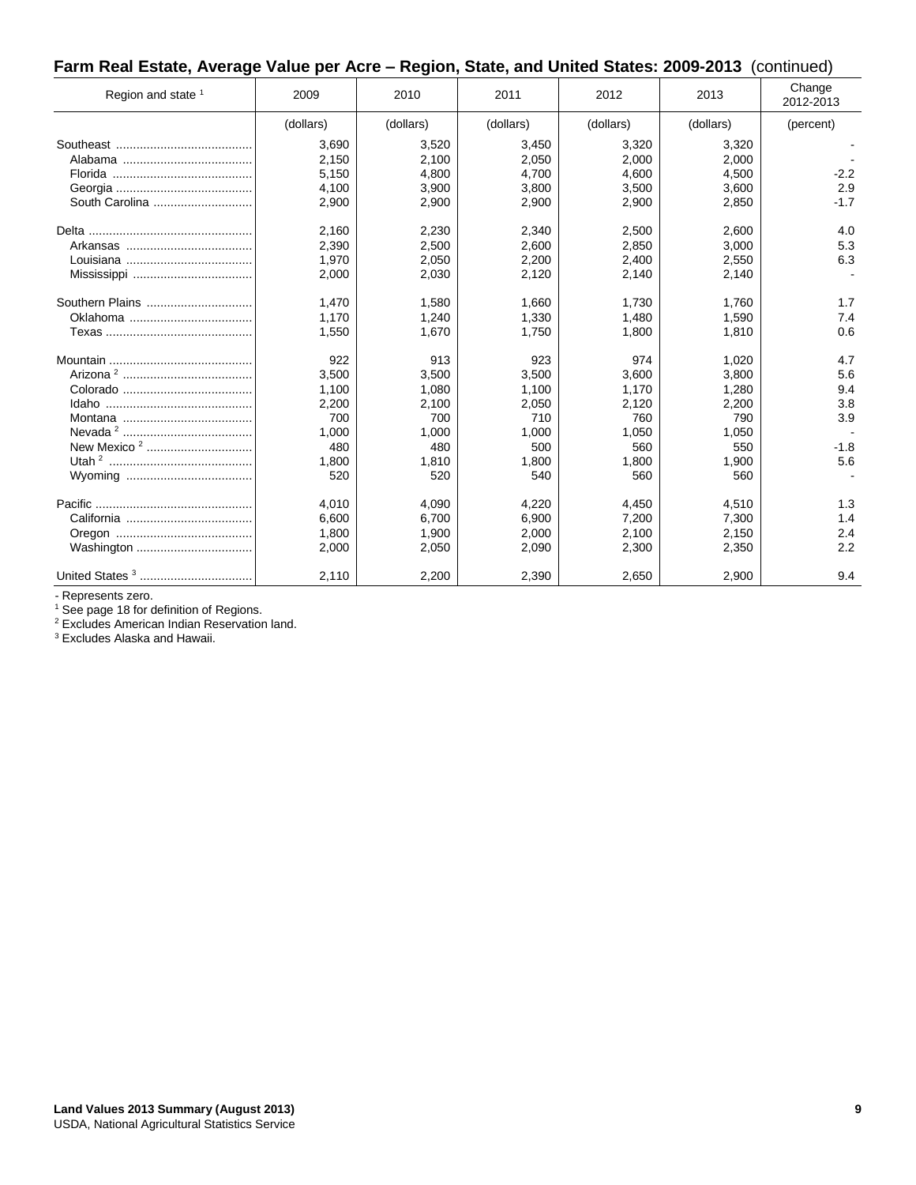## Farm Real Estate, Average Value per Acre – Region, State, and United States: 2009-2013 (continued)

| Region and state [1] | 2009 | 2010 | 2011 | 2012 | 2013 | Change 2012-2013 |
|---|---|---|---|---|---|---|
| | (dollars) | (dollars) | (dollars) | (dollars) | (dollars) | (percent) |
| Southeast | 3,690 | 3,520 | 3,450 | 3,320 | 3,320 | - |
| Alabama | 2,150 | 2,100 | 2,050 | 2,000 | 2,000 | - |
| Florida | 5,150 | 4,800 | 4,700 | 4,600 | 4,500 | -2.2 |
| Georgia | 4,100 | 3,900 | 3,800 | 3,500 | 3,600 | 2.9 |
| South Carolina | 2,900 | 2,900 | 2,900 | 2,900 | 2,850 | -1.7 |
| | | | | | | |
| Delta | 2,160 | 2,230 | 2,340 | 2,500 | 2,600 | 4.0 |
| Arkansas | 2,390 | 2,500 | 2,600 | 2,850 | 3,000 | 5.3 |
| Louisiana | 1,970 | 2,050 | 2,200 | 2,400 | 2,550 | 6.3 |
| Mississippi | 2,000 | 2,030 | 2,120 | 2,140 | 2,140 | - |
| | | | | | | |
| Southern Plains | 1,470 | 1,580 | 1,660 | 1,730 | 1,760 | 1.7 |
| Oklahoma | 1,170 | 1,240 | 1,330 | 1,480 | 1,590 | 7.4 |
| Texas | 1,550 | 1,670 | 1,750 | 1,800 | 1,810 | 0.6 |
| | | | | | | |
| Mountain | 922 | 913 | 923 | 974 | 1,020 | 4.7 |
| Arizona [2] | 3,500 | 3,500 | 3,500 | 3,600 | 3,800 | 5.6 |
| Colorado | 1,100 | 1,080 | 1,100 | 1,170 | 1,280 | 9.4 |
| Idaho | 2,200 | 2,100 | 2,050 | 2,120 | 2,200 | 3.8 |
| Montana | 700 | 700 | 710 | 760 | 790 | 3.9 |
| Nevada [2] | 1,000 | 1,000 | 1,000 | 1,050 | 1,050 | - |
| New Mexico [2] | 480 | 480 | 500 | 560 | 550 | -1.8 |
| Utah [2] | 1,800 | 1,810 | 1,800 | 1,800 | 1,900 | 5.6 |
| Wyoming | 520 | 520 | 540 | 560 | 560 | - |
| | | | | | | |
| Pacific | 4,010 | 4,090 | 4,220 | 4,450 | 4,510 | 1.3 |
| California | 6,600 | 6,700 | 6,900 | 7,200 | 7,300 | 1.4 |
| Oregon | 1,800 | 1,900 | 2,000 | 2,100 | 2,150 | 2.4 |
| Washington | 2,000 | 2,050 | 2,090 | 2,300 | 2,350 | 2.2 |
| | | | | | | |
| United States [3] | 2,110 | 2,200 | 2,390 | 2,650 | 2,900 | 9.4 |

- Represents zero.
[1] See page 18 for definition of Regions.
[2] Excludes American Indian Reservation land.
[3] Excludes Alaska and Hawaii.

**Land Values 2013 Summary (August 2013)**
USDA, National Agricultural Statistics Service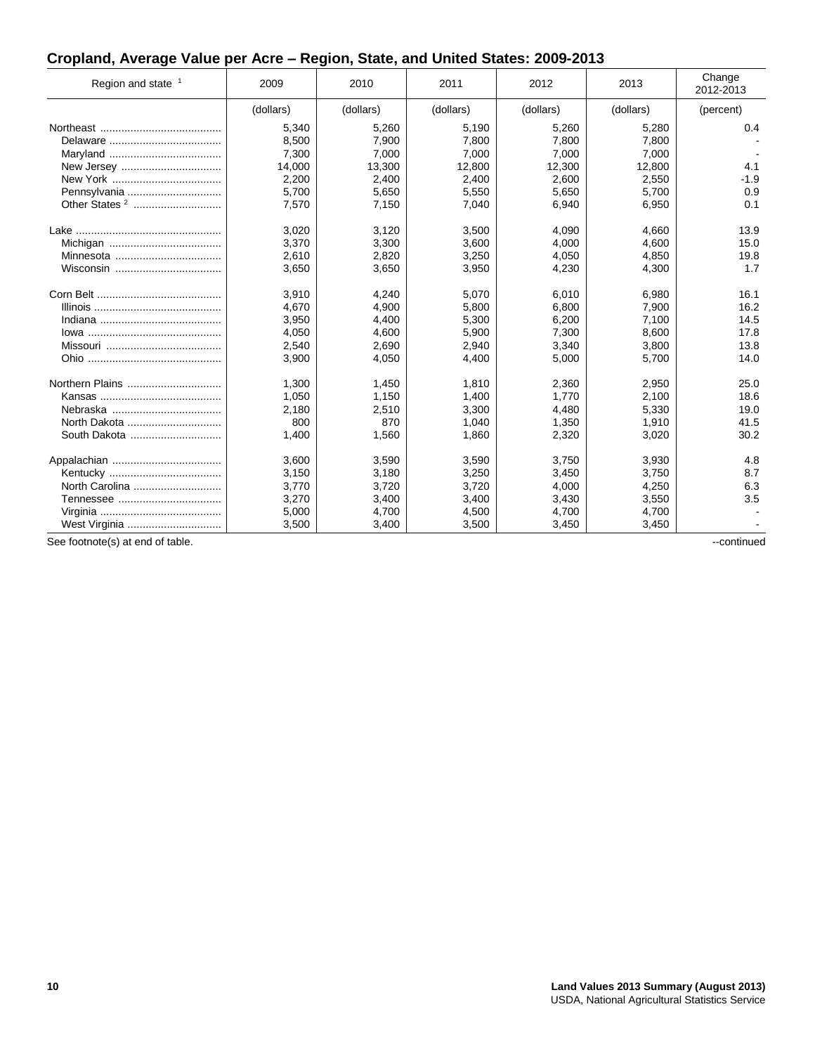## Cropland, Average Value per Acre – Region, State, and United States: 2009-2013

| Region and state [1] | 2009 | 2010 | 2011 | 2012 | 2013 | Change 2012-2013 |
|---|---|---|---|---|---|---|
| | (dollars) | (dollars) | (dollars) | (dollars) | (dollars) | (percent) |
| Northeast | 5,340 | 5,260 | 5,190 | 5,260 | 5,280 | 0.4 |
| Delaware | 8,500 | 7,900 | 7,800 | 7,800 | 7,800 | - |
| Maryland | 7,300 | 7,000 | 7,000 | 7,000 | 7,000 | - |
| New Jersey | 14,000 | 13,300 | 12,800 | 12,300 | 12,800 | 4.1 |
| New York | 2,200 | 2,400 | 2,400 | 2,600 | 2,550 | -1.9 |
| Pennsylvania | 5,700 | 5,650 | 5,550 | 5,650 | 5,700 | 0.9 |
| Other States [2] | 7,570 | 7,150 | 7,040 | 6,940 | 6,950 | 0.1 |
| | | | | | | |
| Lake | 3,020 | 3,120 | 3,500 | 4,090 | 4,660 | 13.9 |
| Michigan | 3,370 | 3,300 | 3,600 | 4,000 | 4,600 | 15.0 |
| Minnesota | 2,610 | 2,820 | 3,250 | 4,050 | 4,850 | 19.8 |
| Wisconsin | 3,650 | 3,650 | 3,950 | 4,230 | 4,300 | 1.7 |
| | | | | | | |
| Corn Belt | 3,910 | 4,240 | 5,070 | 6,010 | 6,980 | 16.1 |
| Illinois | 4,670 | 4,900 | 5,800 | 6,800 | 7,900 | 16.2 |
| Indiana | 3,950 | 4,400 | 5,300 | 6,200 | 7,100 | 14.5 |
| Iowa | 4,050 | 4,600 | 5,900 | 7,300 | 8,600 | 17.8 |
| Missouri | 2,540 | 2,690 | 2,940 | 3,340 | 3,800 | 13.8 |
| Ohio | 3,900 | 4,050 | 4,400 | 5,000 | 5,700 | 14.0 |
| | | | | | | |
| Northern Plains | 1,300 | 1,450 | 1,810 | 2,360 | 2,950 | 25.0 |
| Kansas | 1,050 | 1,150 | 1,400 | 1,770 | 2,100 | 18.6 |
| Nebraska | 2,180 | 2,510 | 3,300 | 4,480 | 5,330 | 19.0 |
| North Dakota | 800 | 870 | 1,040 | 1,350 | 1,910 | 41.5 |
| South Dakota | 1,400 | 1,560 | 1,860 | 2,320 | 3,020 | 30.2 |
| | | | | | | |
| Appalachian | 3,600 | 3,590 | 3,590 | 3,750 | 3,930 | 4.8 |
| Kentucky | 3,150 | 3,180 | 3,250 | 3,450 | 3,750 | 8.7 |
| North Carolina | 3,770 | 3,720 | 3,720 | 4,000 | 4,250 | 6.3 |
| Tennessee | 3,270 | 3,400 | 3,400 | 3,430 | 3,550 | 3.5 |
| Virginia | 5,000 | 4,700 | 4,500 | 4,700 | 4,700 | - |
| West Virginia | 3,500 | 3,400 | 3,500 | 3,450 | 3,450 | - |

See footnote(s) at end of table. --continued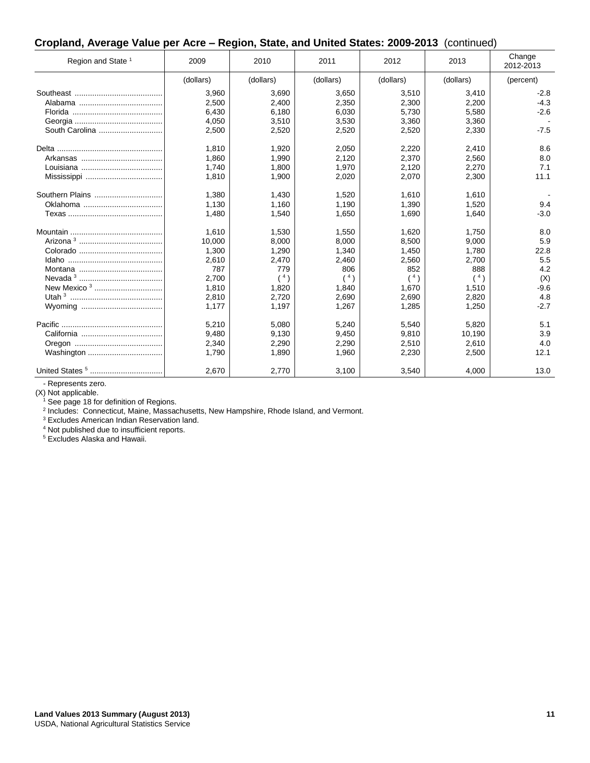## Cropland, Average Value per Acre – Region, State, and United States: 2009-2013 (continued)

| Region and State [1] | 2009 | 2010 | 2011 | 2012 | 2013 | Change 2012-2013 |
|---|---|---|---|---|---|---|
| | (dollars) | (dollars) | (dollars) | (dollars) | (dollars) | (percent) |
| Southeast | 3,960 | 3,690 | 3,650 | 3,510 | 3,410 | -2.8 |
| Alabama | 2,500 | 2,400 | 2,350 | 2,300 | 2,200 | -4.3 |
| Florida | 6,430 | 6,180 | 6,030 | 5,730 | 5,580 | -2.6 |
| Georgia | 4,050 | 3,510 | 3,530 | 3,360 | 3,360 | - |
| South Carolina | 2,500 | 2,520 | 2,520 | 2,520 | 2,330 | -7.5 |
| | | | | | | |
| Delta | 1,810 | 1,920 | 2,050 | 2,220 | 2,410 | 8.6 |
| Arkansas | 1,860 | 1,990 | 2,120 | 2,370 | 2,560 | 8.0 |
| Louisiana | 1,740 | 1,800 | 1,970 | 2,120 | 2,270 | 7.1 |
| Mississippi | 1,810 | 1,900 | 2,020 | 2,070 | 2,300 | 11.1 |
| | | | | | | |
| Southern Plains | 1,380 | 1,430 | 1,520 | 1,610 | 1,610 | - |
| Oklahoma | 1,130 | 1,160 | 1,190 | 1,390 | 1,520 | 9.4 |
| Texas | 1,480 | 1,540 | 1,650 | 1,690 | 1,640 | -3.0 |
| | | | | | | |
| Mountain | 1,610 | 1,530 | 1,550 | 1,620 | 1,750 | 8.0 |
| Arizona [3] | 10,000 | 8,000 | 8,000 | 8,500 | 9,000 | 5.9 |
| Colorado | 1,300 | 1,290 | 1,340 | 1,450 | 1,780 | 22.8 |
| Idaho | 2,610 | 2,470 | 2,460 | 2,560 | 2,700 | 5.5 |
| Montana | 787 | 779 | 806 | 852 | 888 | 4.2 |
| Nevada [3] | 2,700 | ([4]) | ([4]) | ([4]) | ([4]) | (X) |
| New Mexico [3] | 1,810 | 1,820 | 1,840 | 1,670 | 1,510 | -9.6 |
| Utah [3] | 2,810 | 2,720 | 2,690 | 2,690 | 2,820 | 4.8 |
| Wyoming | 1,177 | 1,197 | 1,267 | 1,285 | 1,250 | -2.7 |
| | | | | | | |
| Pacific | 5,210 | 5,080 | 5,240 | 5,540 | 5,820 | 5.1 |
| California | 9,480 | 9,130 | 9,450 | 9,810 | 10,190 | 3.9 |
| Oregon | 2,340 | 2,290 | 2,290 | 2,510 | 2,610 | 4.0 |
| Washington | 1,790 | 1,890 | 1,960 | 2,230 | 2,500 | 12.1 |
| | | | | | | |
| United States [5] | 2,670 | 2,770 | 3,100 | 3,540 | 4,000 | 13.0 |

- Represents zero.
(X) Not applicable.
[1] See page 18 for definition of Regions.
[2] Includes: Connecticut, Maine, Massachusetts, New Hampshire, Rhode Island, and Vermont.
[3] Excludes American Indian Reservation land.
[4] Not published due to insufficient reports.
[5] Excludes Alaska and Hawaii.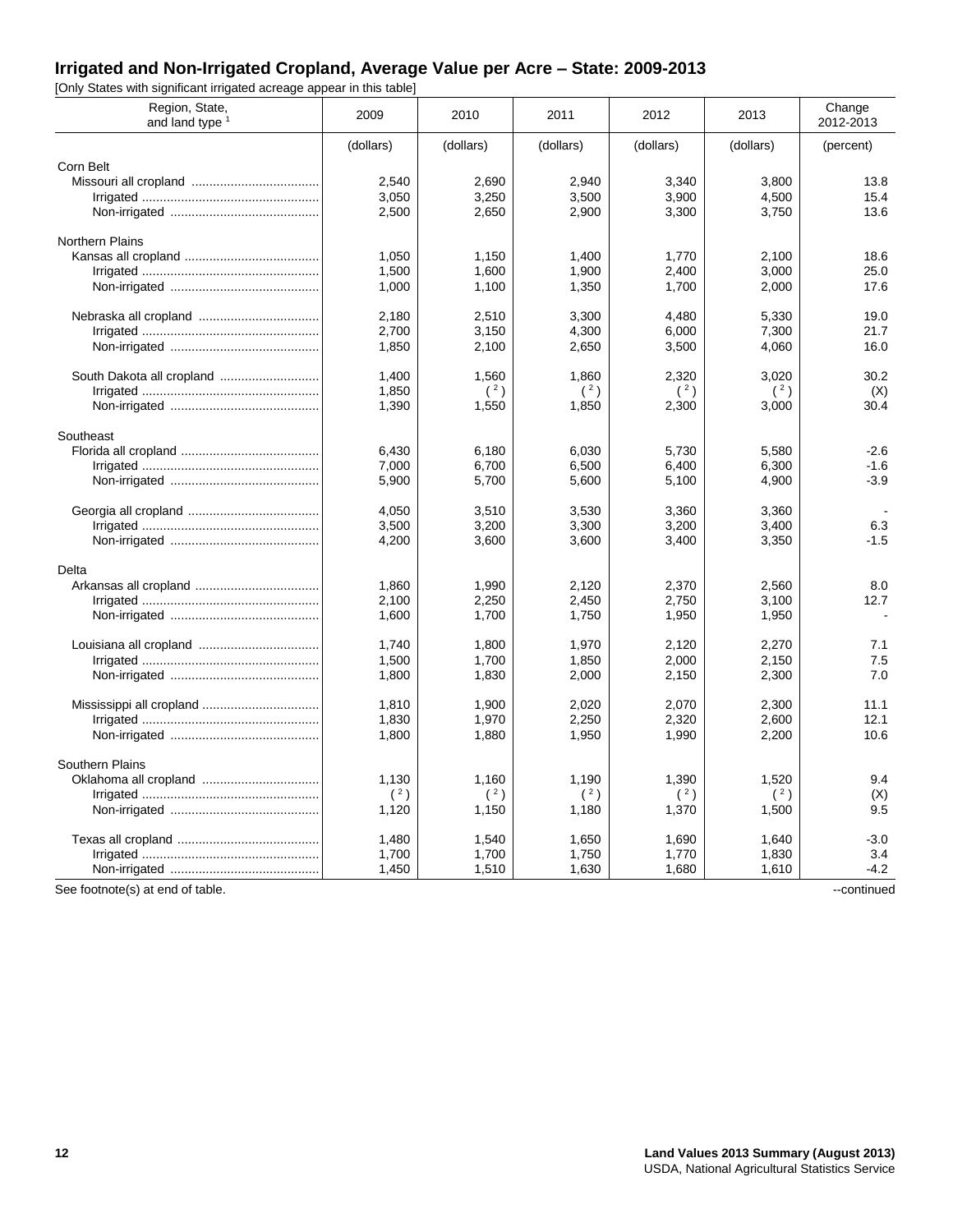## Irrigated and Non-Irrigated Cropland, Average Value per Acre – State: 2009-2013

[Only States with significant irrigated acreage appear in this table]

| Region, State, and land type [1] | 2009 | 2010 | 2011 | 2012 | 2013 | Change 2012-2013 |
|---|---|---|---|---|---|---|
| | (dollars) | (dollars) | (dollars) | (dollars) | (dollars) | (percent) |
| Corn Belt | | | | | | |
| Missouri all cropland | 2,540 | 2,690 | 2,940 | 3,340 | 3,800 | 13.8 |
| Irrigated | 3,050 | 3,250 | 3,500 | 3,900 | 4,500 | 15.4 |
| Non-irrigated | 2,500 | 2,650 | 2,900 | 3,300 | 3,750 | 13.6 |
| Northern Plains | | | | | | |
| Kansas all cropland | 1,050 | 1,150 | 1,400 | 1,770 | 2,100 | 18.6 |
| Irrigated | 1,500 | 1,600 | 1,900 | 2,400 | 3,000 | 25.0 |
| Non-irrigated | 1,000 | 1,100 | 1,350 | 1,700 | 2,000 | 17.6 |
| Nebraska all cropland | 2,180 | 2,510 | 3,300 | 4,480 | 5,330 | 19.0 |
| Irrigated | 2,700 | 3,150 | 4,300 | 6,000 | 7,300 | 21.7 |
| Non-irrigated | 1,850 | 2,100 | 2,650 | 3,500 | 4,060 | 16.0 |
| South Dakota all cropland | 1,400 | 1,560 | 1,860 | 2,320 | 3,020 | 30.2 |
| Irrigated | 1,850 | ([2]) | ([2]) | ([2]) | ([2]) | (X) |
| Non-irrigated | 1,390 | 1,550 | 1,850 | 2,300 | 3,000 | 30.4 |
| Southeast | | | | | | |
| Florida all cropland | 6,430 | 6,180 | 6,030 | 5,730 | 5,580 | -2.6 |
| Irrigated | 7,000 | 6,700 | 6,500 | 6,400 | 6,300 | -1.6 |
| Non-irrigated | 5,900 | 5,700 | 5,600 | 5,100 | 4,900 | -3.9 |
| Georgia all cropland | 4,050 | 3,510 | 3,530 | 3,360 | 3,360 | - |
| Irrigated | 3,500 | 3,200 | 3,300 | 3,200 | 3,400 | 6.3 |
| Non-irrigated | 4,200 | 3,600 | 3,600 | 3,400 | 3,350 | -1.5 |
| Delta | | | | | | |
| Arkansas all cropland | 1,860 | 1,990 | 2,120 | 2,370 | 2,560 | 8.0 |
| Irrigated | 2,100 | 2,250 | 2,450 | 2,750 | 3,100 | 12.7 |
| Non-irrigated | 1,600 | 1,700 | 1,750 | 1,950 | 1,950 | - |
| Louisiana all cropland | 1,740 | 1,800 | 1,970 | 2,120 | 2,270 | 7.1 |
| Irrigated | 1,500 | 1,700 | 1,850 | 2,000 | 2,150 | 7.5 |
| Non-irrigated | 1,800 | 1,830 | 2,000 | 2,150 | 2,300 | 7.0 |
| Mississippi all cropland | 1,810 | 1,900 | 2,020 | 2,070 | 2,300 | 11.1 |
| Irrigated | 1,830 | 1,970 | 2,250 | 2,320 | 2,600 | 12.1 |
| Non-irrigated | 1,800 | 1,880 | 1,950 | 1,990 | 2,200 | 10.6 |
| Southern Plains | | | | | | |
| Oklahoma all cropland | 1,130 | 1,160 | 1,190 | 1,390 | 1,520 | 9.4 |
| Irrigated | ([2]) | ([2]) | ([2]) | ([2]) | ([2]) | (X) |
| Non-irrigated | 1,120 | 1,150 | 1,180 | 1,370 | 1,500 | 9.5 |
| Texas all cropland | 1,480 | 1,540 | 1,650 | 1,690 | 1,640 | -3.0 |
| Irrigated | 1,700 | 1,700 | 1,750 | 1,770 | 1,830 | 3.4 |
| Non-irrigated | 1,450 | 1,510 | 1,630 | 1,680 | 1,610 | -4.2 |

See footnote(s) at end of table. --continued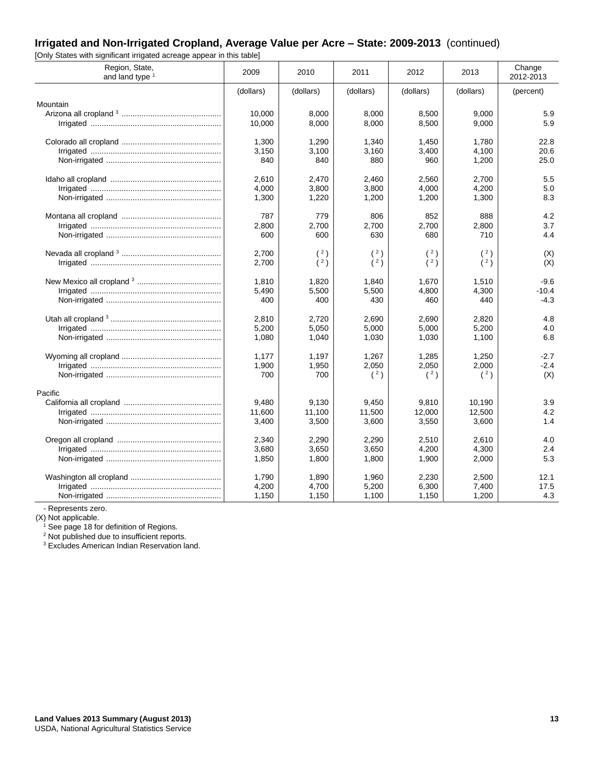## Irrigated and Non-Irrigated Cropland, Average Value per Acre – State: 2009-2013 (continued)

[Only States with significant irrigated acreage appear in this table]

| Region, State, and land type [1] | 2009 | 2010 | 2011 | 2012 | 2013 | Change 2012-2013 |
|---|---|---|---|---|---|---|
| | (dollars) | (dollars) | (dollars) | (dollars) | (dollars) | (percent) |
| Mountain | | | | | | |
| Arizona all cropland [3] | 10,000 | 8,000 | 8,000 | 8,500 | 9,000 | 5.9 |
| Irrigated | 10,000 | 8,000 | 8,000 | 8,500 | 9,000 | 5.9 |
| Colorado all cropland | 1,300 | 1,290 | 1,340 | 1,450 | 1,780 | 22.8 |
| Irrigated | 3,150 | 3,100 | 3,160 | 3,400 | 4,100 | 20.6 |
| Non-irrigated | 840 | 840 | 880 | 960 | 1,200 | 25.0 |
| Idaho all cropland | 2,610 | 2,470 | 2,460 | 2,560 | 2,700 | 5.5 |
| Irrigated | 4,000 | 3,800 | 3,800 | 4,000 | 4,200 | 5.0 |
| Non-irrigated | 1,300 | 1,220 | 1,200 | 1,200 | 1,300 | 8.3 |
| Montana all cropland | 787 | 779 | 806 | 852 | 888 | 4.2 |
| Irrigated | 2,800 | 2,700 | 2,700 | 2,700 | 2,800 | 3.7 |
| Non-irrigated | 600 | 600 | 630 | 680 | 710 | 4.4 |
| Nevada all cropland [3] | 2,700 | ( [2] ) | ( [2] ) | ( [2] ) | ( [2] ) | (X) |
| Irrigated | 2,700 | ( [2] ) | ( [2] ) | ( [2] ) | ( [2] ) | (X) |
| New Mexico all cropland [3] | 1,810 | 1,820 | 1,840 | 1,670 | 1,510 | -9.6 |
| Irrigated | 5,490 | 5,500 | 5,500 | 4,800 | 4,300 | -10.4 |
| Non-irrigated | 400 | 400 | 430 | 460 | 440 | -4.3 |
| Utah all cropland [3] | 2,810 | 2,720 | 2,690 | 2,690 | 2,820 | 4.8 |
| Irrigated | 5,200 | 5,050 | 5,000 | 5,000 | 5,200 | 4.0 |
| Non-irrigated | 1,080 | 1,040 | 1,030 | 1,030 | 1,100 | 6.8 |
| Wyoming all cropland | 1,177 | 1,197 | 1,267 | 1,285 | 1,250 | -2.7 |
| Irrigated | 1,900 | 1,950 | 2,050 | 2,050 | 2,000 | -2.4 |
| Non-irrigated | 700 | 700 | ( [2] ) | ( [2] ) | ( [2] ) | (X) |
| Pacific | | | | | | |
| California all cropland | 9,480 | 9,130 | 9,450 | 9,810 | 10,190 | 3.9 |
| Irrigated | 11,600 | 11,100 | 11,500 | 12,000 | 12,500 | 4.2 |
| Non-irrigated | 3,400 | 3,500 | 3,600 | 3,550 | 3,600 | 1.4 |
| Oregon all cropland | 2,340 | 2,290 | 2,290 | 2,510 | 2,610 | 4.0 |
| Irrigated | 3,680 | 3,650 | 3,650 | 4,200 | 4,300 | 2.4 |
| Non-irrigated | 1,850 | 1,800 | 1,800 | 1,900 | 2,000 | 5.3 |
| Washington all cropland | 1,790 | 1,890 | 1,960 | 2,230 | 2,500 | 12.1 |
| Irrigated | 4,200 | 4,700 | 5,200 | 6,300 | 7,400 | 17.5 |
| Non-irrigated | 1,150 | 1,150 | 1,100 | 1,150 | 1,200 | 4.3 |

- Represents zero.
(X) Not applicable.
[1] See page 18 for definition of Regions.
[2] Not published due to insufficient reports.
[3] Excludes American Indian Reservation land.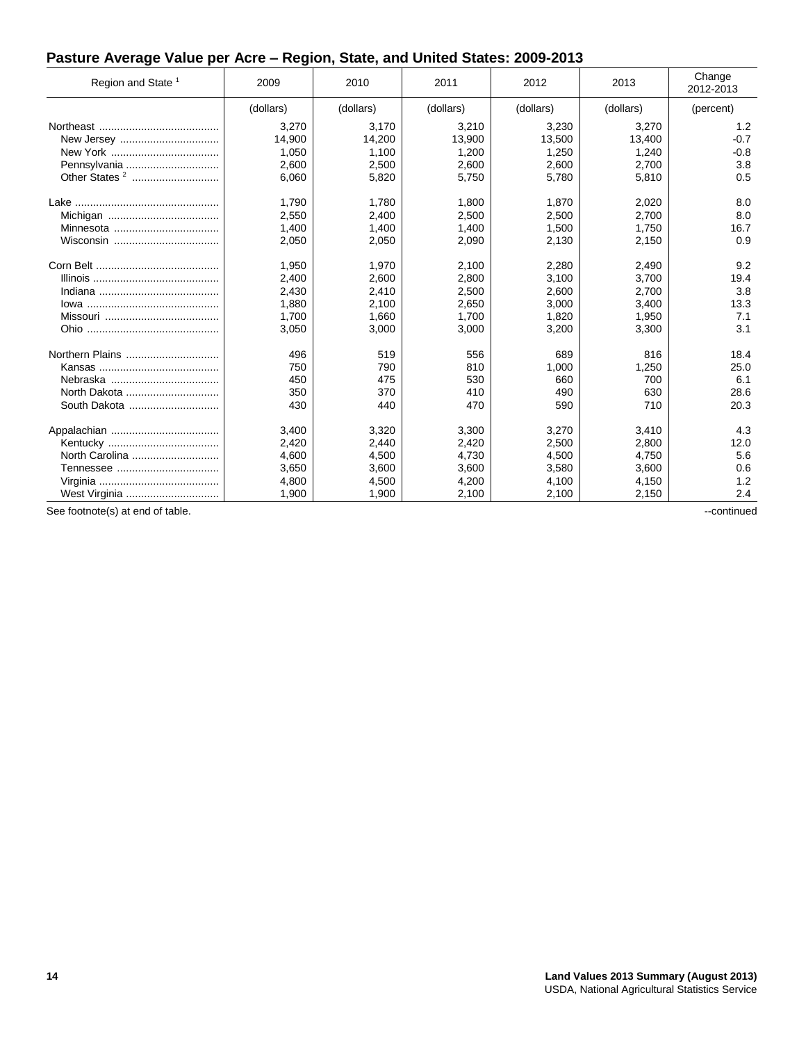## Pasture Average Value per Acre – Region, State, and United States: 2009-2013

| Region and State [1] | 2009 | 2010 | 2011 | 2012 | 2013 | Change 2012-2013 |
|---|---|---|---|---|---|---|
| | (dollars) | (dollars) | (dollars) | (dollars) | (dollars) | (percent) |
| Northeast | 3,270 | 3,170 | 3,210 | 3,230 | 3,270 | 1.2 |
| New Jersey | 14,900 | 14,200 | 13,900 | 13,500 | 13,400 | -0.7 |
| New York | 1,050 | 1,100 | 1,200 | 1,250 | 1,240 | -0.8 |
| Pennsylvania | 2,600 | 2,500 | 2,600 | 2,600 | 2,700 | 3.8 |
| Other States [2] | 6,060 | 5,820 | 5,750 | 5,780 | 5,810 | 0.5 |
| | | | | | | |
| Lake | 1,790 | 1,780 | 1,800 | 1,870 | 2,020 | 8.0 |
| Michigan | 2,550 | 2,400 | 2,500 | 2,500 | 2,700 | 8.0 |
| Minnesota | 1,400 | 1,400 | 1,400 | 1,500 | 1,750 | 16.7 |
| Wisconsin | 2,050 | 2,050 | 2,090 | 2,130 | 2,150 | 0.9 |
| | | | | | | |
| Corn Belt | 1,950 | 1,970 | 2,100 | 2,280 | 2,490 | 9.2 |
| Illinois | 2,400 | 2,600 | 2,800 | 3,100 | 3,700 | 19.4 |
| Indiana | 2,430 | 2,410 | 2,500 | 2,600 | 2,700 | 3.8 |
| Iowa | 1,880 | 2,100 | 2,650 | 3,000 | 3,400 | 13.3 |
| Missouri | 1,700 | 1,660 | 1,700 | 1,820 | 1,950 | 7.1 |
| Ohio | 3,050 | 3,000 | 3,000 | 3,200 | 3,300 | 3.1 |
| | | | | | | |
| Northern Plains | 496 | 519 | 556 | 689 | 816 | 18.4 |
| Kansas | 750 | 790 | 810 | 1,000 | 1,250 | 25.0 |
| Nebraska | 450 | 475 | 530 | 660 | 700 | 6.1 |
| North Dakota | 350 | 370 | 410 | 490 | 630 | 28.6 |
| South Dakota | 430 | 440 | 470 | 590 | 710 | 20.3 |
| | | | | | | |
| Appalachian | 3,400 | 3,320 | 3,300 | 3,270 | 3,410 | 4.3 |
| Kentucky | 2,420 | 2,440 | 2,420 | 2,500 | 2,800 | 12.0 |
| North Carolina | 4,600 | 4,500 | 4,730 | 4,500 | 4,750 | 5.6 |
| Tennessee | 3,650 | 3,600 | 3,600 | 3,580 | 3,600 | 0.6 |
| Virginia | 4,800 | 4,500 | 4,200 | 4,100 | 4,150 | 1.2 |
| West Virginia | 1,900 | 1,900 | 2,100 | 2,100 | 2,150 | 2.4 |

See footnote(s) at end of table.

--continued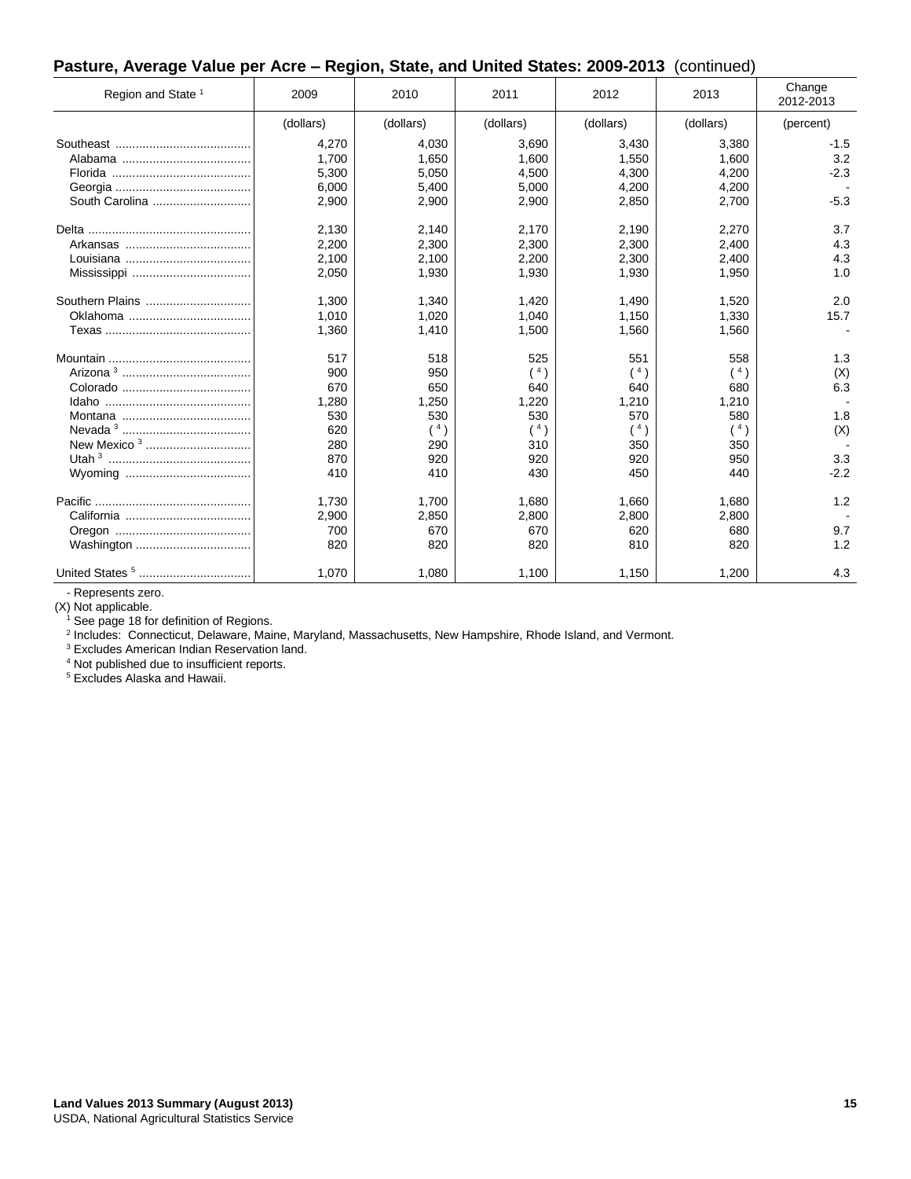## Pasture, Average Value per Acre – Region, State, and United States: 2009-2013 (continued)

| Region and State [1] | 2009 | 2010 | 2011 | 2012 | 2013 | Change 2012-2013 |
|---|---|---|---|---|---|---|
| | (dollars) | (dollars) | (dollars) | (dollars) | (dollars) | (percent) |
| Southeast | 4,270 | 4,030 | 3,690 | 3,430 | 3,380 | -1.5 |
| Alabama | 1,700 | 1,650 | 1,600 | 1,550 | 1,600 | 3.2 |
| Florida | 5,300 | 5,050 | 4,500 | 4,300 | 4,200 | -2.3 |
| Georgia | 6,000 | 5,400 | 5,000 | 4,200 | 4,200 | - |
| South Carolina | 2,900 | 2,900 | 2,900 | 2,850 | 2,700 | -5.3 |
| | | | | | | |
| Delta | 2,130 | 2,140 | 2,170 | 2,190 | 2,270 | 3.7 |
| Arkansas | 2,200 | 2,300 | 2,300 | 2,300 | 2,400 | 4.3 |
| Louisiana | 2,100 | 2,100 | 2,200 | 2,300 | 2,400 | 4.3 |
| Mississippi | 2,050 | 1,930 | 1,930 | 1,930 | 1,950 | 1.0 |
| | | | | | | |
| Southern Plains | 1,300 | 1,340 | 1,420 | 1,490 | 1,520 | 2.0 |
| Oklahoma | 1,010 | 1,020 | 1,040 | 1,150 | 1,330 | 15.7 |
| Texas | 1,360 | 1,410 | 1,500 | 1,560 | 1,560 | - |
| | | | | | | |
| Mountain | 517 | 518 | 525 | 551 | 558 | 1.3 |
| Arizona [3] | 900 | 950 | ( [4] ) | ( [4] ) | ( [4] ) | (X) |
| Colorado | 670 | 650 | 640 | 640 | 680 | 6.3 |
| Idaho | 1,280 | 1,250 | 1,220 | 1,210 | 1,210 | - |
| Montana | 530 | 530 | 530 | 570 | 580 | 1.8 |
| Nevada [3] | 620 | ( [4] ) | ( [4] ) | ( [4] ) | ( [4] ) | (X) |
| New Mexico [3] | 280 | 290 | 310 | 350 | 350 | - |
| Utah [3] | 870 | 920 | 920 | 920 | 950 | 3.3 |
| Wyoming | 410 | 410 | 430 | 450 | 440 | -2.2 |
| | | | | | | |
| Pacific | 1,730 | 1,700 | 1,680 | 1,660 | 1,680 | 1.2 |
| California | 2,900 | 2,850 | 2,800 | 2,800 | 2,800 | - |
| Oregon | 700 | 670 | 670 | 620 | 680 | 9.7 |
| Washington | 820 | 820 | 820 | 810 | 820 | 1.2 |
| | | | | | | |
| United States [5] | 1,070 | 1,080 | 1,100 | 1,150 | 1,200 | 4.3 |

- Represents zero.
(X) Not applicable.
[1] See page 18 for definition of Regions.
[2] Includes: Connecticut, Delaware, Maine, Maryland, Massachusetts, New Hampshire, Rhode Island, and Vermont.
[3] Excludes American Indian Reservation land.
[4] Not published due to insufficient reports.
[5] Excludes Alaska and Hawaii.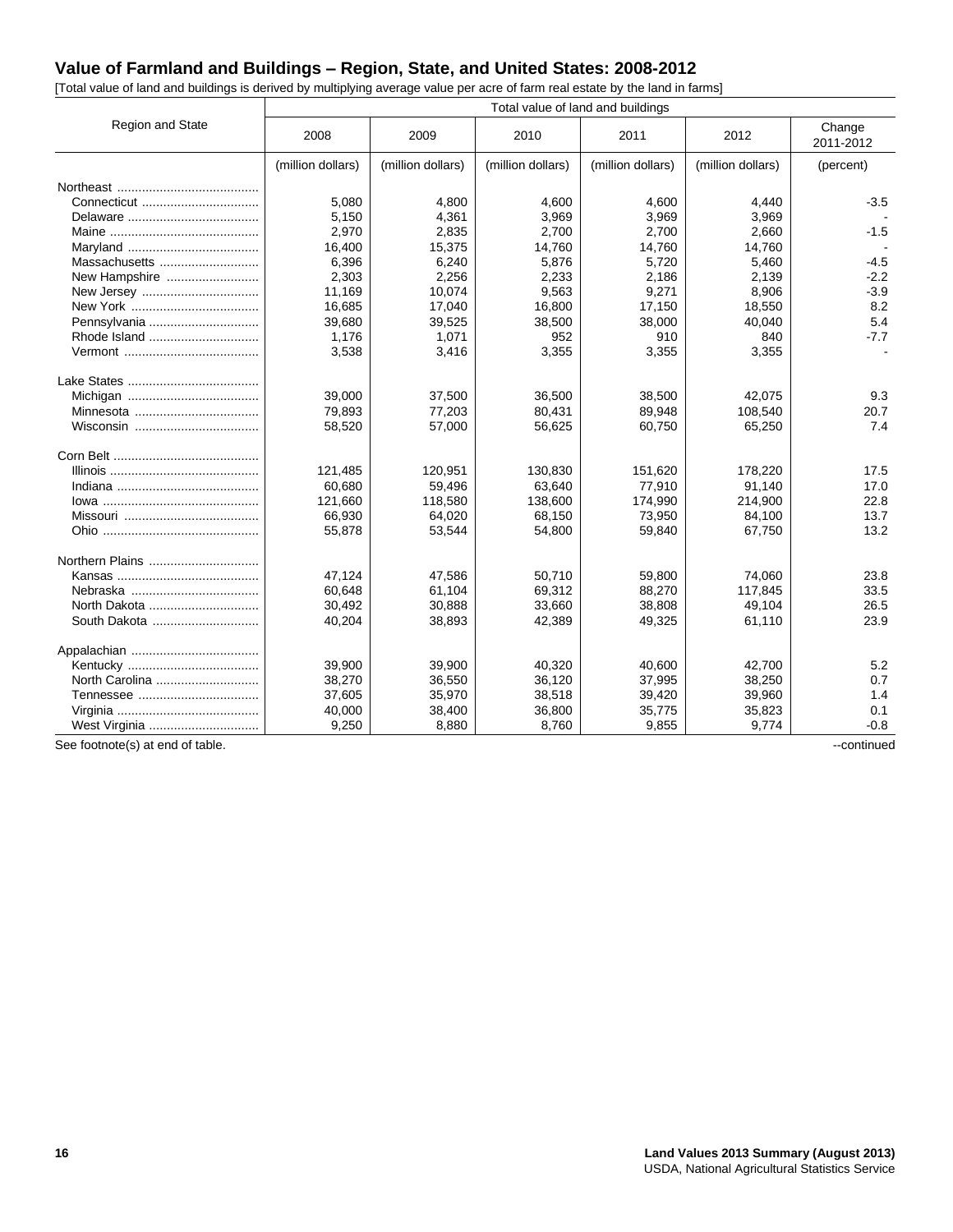## Value of Farmland and Buildings – Region, State, and United States: 2008-2012

[Total value of land and buildings is derived by multiplying average value per acre of farm real estate by the land in farms]

| Region and State | Total value of land and buildings | | | | | |
|---|---|---|---|---|---|---|
| | 2008 | 2009 | 2010 | 2011 | 2012 | Change 2011-2012 |
| | (million dollars) | (million dollars) | (million dollars) | (million dollars) | (million dollars) | (percent) |
| Northeast | | | | | | |
| Connecticut | 5,080 | 4,800 | 4,600 | 4,600 | 4,440 | -3.5 |
| Delaware | 5,150 | 4,361 | 3,969 | 3,969 | 3,969 | - |
| Maine | 2,970 | 2,835 | 2,700 | 2,700 | 2,660 | -1.5 |
| Maryland | 16,400 | 15,375 | 14,760 | 14,760 | 14,760 | - |
| Massachusetts | 6,396 | 6,240 | 5,876 | 5,720 | 5,460 | -4.5 |
| New Hampshire | 2,303 | 2,256 | 2,233 | 2,186 | 2,139 | -2.2 |
| New Jersey | 11,169 | 10,074 | 9,563 | 9,271 | 8,906 | -3.9 |
| New York | 16,685 | 17,040 | 16,800 | 17,150 | 18,550 | 8.2 |
| Pennsylvania | 39,680 | 39,525 | 38,500 | 38,000 | 40,040 | 5.4 |
| Rhode Island | 1,176 | 1,071 | 952 | 910 | 840 | -7.7 |
| Vermont | 3,538 | 3,416 | 3,355 | 3,355 | 3,355 | - |
| Lake States | | | | | | |
| Michigan | 39,000 | 37,500 | 36,500 | 38,500 | 42,075 | 9.3 |
| Minnesota | 79,893 | 77,203 | 80,431 | 89,948 | 108,540 | 20.7 |
| Wisconsin | 58,520 | 57,000 | 56,625 | 60,750 | 65,250 | 7.4 |
| Corn Belt | | | | | | |
| Illinois | 121,485 | 120,951 | 130,830 | 151,620 | 178,220 | 17.5 |
| Indiana | 60,680 | 59,496 | 63,640 | 77,910 | 91,140 | 17.0 |
| Iowa | 121,660 | 118,580 | 138,600 | 174,990 | 214,900 | 22.8 |
| Missouri | 66,930 | 64,020 | 68,150 | 73,950 | 84,100 | 13.7 |
| Ohio | 55,878 | 53,544 | 54,800 | 59,840 | 67,750 | 13.2 |
| Northern Plains | | | | | | |
| Kansas | 47,124 | 47,586 | 50,710 | 59,800 | 74,060 | 23.8 |
| Nebraska | 60,648 | 61,104 | 69,312 | 88,270 | 117,845 | 33.5 |
| North Dakota | 30,492 | 30,888 | 33,660 | 38,808 | 49,104 | 26.5 |
| South Dakota | 40,204 | 38,893 | 42,389 | 49,325 | 61,110 | 23.9 |
| Appalachian | | | | | | |
| Kentucky | 39,900 | 39,900 | 40,320 | 40,600 | 42,700 | 5.2 |
| North Carolina | 38,270 | 36,550 | 36,120 | 37,995 | 38,250 | 0.7 |
| Tennessee | 37,605 | 35,970 | 38,518 | 39,420 | 39,960 | 1.4 |
| Virginia | 40,000 | 38,400 | 36,800 | 35,775 | 35,823 | 0.1 |
| West Virginia | 9,250 | 8,880 | 8,760 | 9,855 | 9,774 | -0.8 |

See footnote(s) at end of table. --continued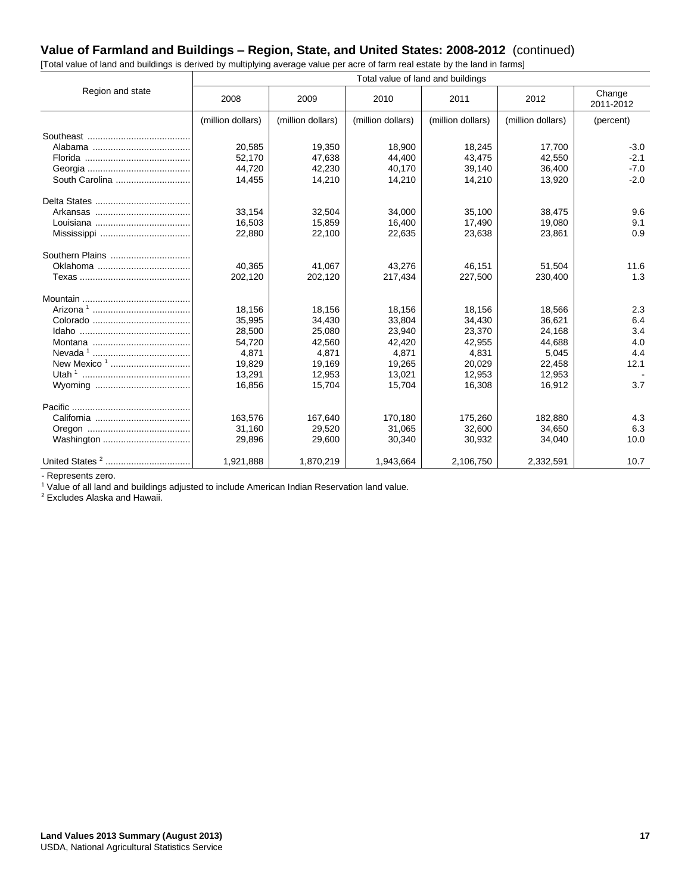## Value of Farmland and Buildings – Region, State, and United States: 2008-2012 (continued)

[Total value of land and buildings is derived by multiplying average value per acre of farm real estate by the land in farms]

| Region and state | Total value of land and buildings | | | | | |
|---|---|---|---|---|---|---|
| | 2008 | 2009 | 2010 | 2011 | 2012 | Change 2011-2012 |
| | (million dollars) | (million dollars) | (million dollars) | (million dollars) | (million dollars) | (percent) |
| Southeast | | | | | | |
| Alabama | 20,585 | 19,350 | 18,900 | 18,245 | 17,700 | -3.0 |
| Florida | 52,170 | 47,638 | 44,400 | 43,475 | 42,550 | -2.1 |
| Georgia | 44,720 | 42,230 | 40,170 | 39,140 | 36,400 | -7.0 |
| South Carolina | 14,455 | 14,210 | 14,210 | 14,210 | 13,920 | -2.0 |
| Delta States | | | | | | |
| Arkansas | 33,154 | 32,504 | 34,000 | 35,100 | 38,475 | 9.6 |
| Louisiana | 16,503 | 15,859 | 16,400 | 17,490 | 19,080 | 9.1 |
| Mississippi | 22,880 | 22,100 | 22,635 | 23,638 | 23,861 | 0.9 |
| Southern Plains | | | | | | |
| Oklahoma | 40,365 | 41,067 | 43,276 | 46,151 | 51,504 | 11.6 |
| Texas | 202,120 | 202,120 | 217,434 | 227,500 | 230,400 | 1.3 |
| Mountain | | | | | | |
| Arizona [1] | 18,156 | 18,156 | 18,156 | 18,156 | 18,566 | 2.3 |
| Colorado | 35,995 | 34,430 | 33,804 | 34,430 | 36,621 | 6.4 |
| Idaho | 28,500 | 25,080 | 23,940 | 23,370 | 24,168 | 3.4 |
| Montana | 54,720 | 42,560 | 42,420 | 42,955 | 44,688 | 4.0 |
| Nevada [1] | 4,871 | 4,871 | 4,871 | 4,831 | 5,045 | 4.4 |
| New Mexico [1] | 19,829 | 19,169 | 19,265 | 20,029 | 22,458 | 12.1 |
| Utah [1] | 13,291 | 12,953 | 13,021 | 12,953 | 12,953 | - |
| Wyoming | 16,856 | 15,704 | 15,704 | 16,308 | 16,912 | 3.7 |
| Pacific | | | | | | |
| California | 163,576 | 167,640 | 170,180 | 175,260 | 182,880 | 4.3 |
| Oregon | 31,160 | 29,520 | 31,065 | 32,600 | 34,650 | 6.3 |
| Washington | 29,896 | 29,600 | 30,340 | 30,932 | 34,040 | 10.0 |
| United States [2] | 1,921,888 | 1,870,219 | 1,943,664 | 2,106,750 | 2,332,591 | 10.7 |

- Represents zero.

[1] Value of all land and buildings adjusted to include American Indian Reservation land value.

[2] Excludes Alaska and Hawaii.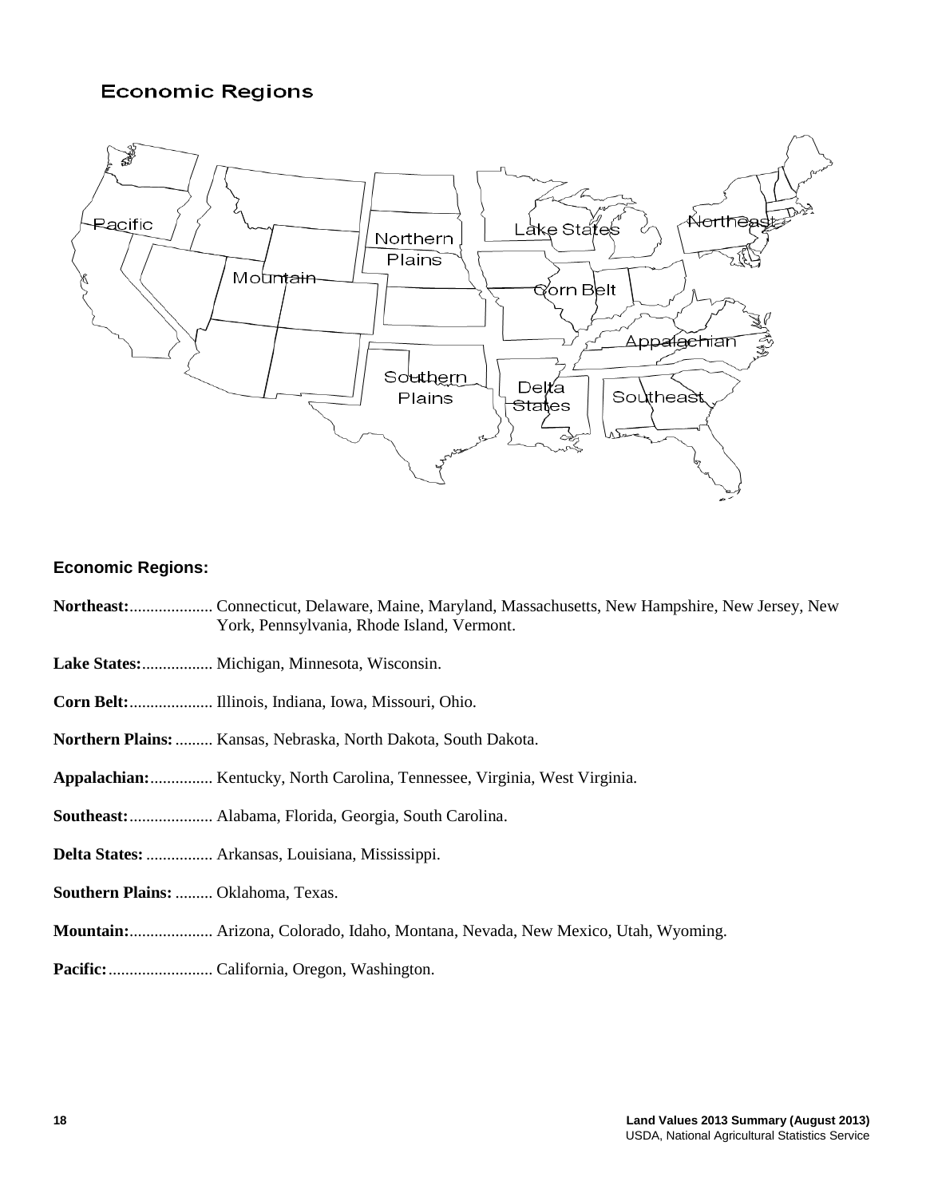## Economic Regions

Pacific

Mountain

Northern Plains

Southern Plains

Lake States

Corn Belt

Delta States

Appalachian

Southeast

Northeast

### Economic Regions:

**Northeast:**.................... Connecticut, Delaware, Maine, Maryland, Massachusetts, New Hampshire, New Jersey, New York, Pennsylvania, Rhode Island, Vermont.

**Lake States:**................. Michigan, Minnesota, Wisconsin.

**Corn Belt:**.................... Illinois, Indiana, Iowa, Missouri, Ohio.

**Northern Plains:** ......... Kansas, Nebraska, North Dakota, South Dakota.

**Appalachian:**............... Kentucky, North Carolina, Tennessee, Virginia, West Virginia.

**Southeast:**.................... Alabama, Florida, Georgia, South Carolina.

**Delta States:** ................ Arkansas, Louisiana, Mississippi.

**Southern Plains:** ......... Oklahoma, Texas.

**Mountain:**.................... Arizona, Colorado, Idaho, Montana, Nevada, New Mexico, Utah, Wyoming.

**Pacific:**......................... California, Oregon, Washington.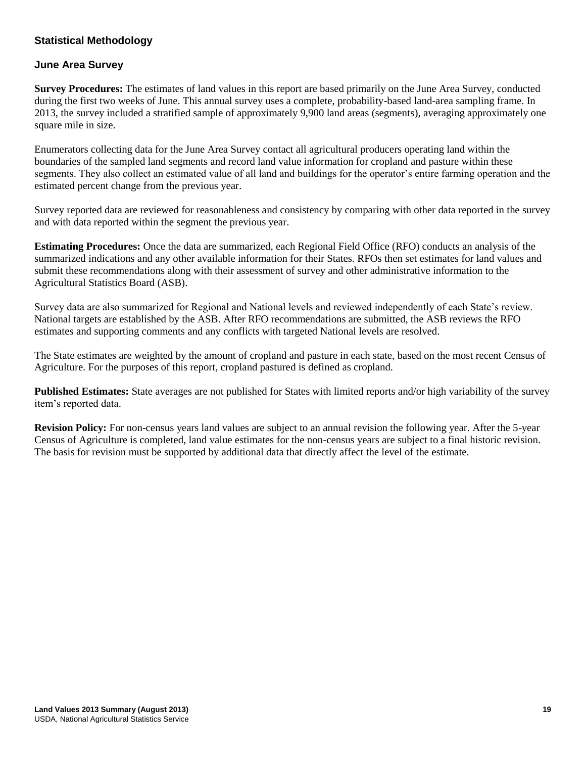## Statistical Methodology

### June Area Survey

**Survey Procedures:** The estimates of land values in this report are based primarily on the June Area Survey, conducted during the first two weeks of June. This annual survey uses a complete, probability-based land-area sampling frame. In 2013, the survey included a stratified sample of approximately 9,900 land areas (segments), averaging approximately one square mile in size.

Enumerators collecting data for the June Area Survey contact all agricultural producers operating land within the boundaries of the sampled land segments and record land value information for cropland and pasture within these segments. They also collect an estimated value of all land and buildings for the operator's entire farming operation and the estimated percent change from the previous year.

Survey reported data are reviewed for reasonableness and consistency by comparing with other data reported in the survey and with data reported within the segment the previous year.

**Estimating Procedures:** Once the data are summarized, each Regional Field Office (RFO) conducts an analysis of the summarized indications and any other available information for their States. RFOs then set estimates for land values and submit these recommendations along with their assessment of survey and other administrative information to the Agricultural Statistics Board (ASB).

Survey data are also summarized for Regional and National levels and reviewed independently of each State's review. National targets are established by the ASB. After RFO recommendations are submitted, the ASB reviews the RFO estimates and supporting comments and any conflicts with targeted National levels are resolved.

The State estimates are weighted by the amount of cropland and pasture in each state, based on the most recent Census of Agriculture. For the purposes of this report, cropland pastured is defined as cropland.

**Published Estimates:** State averages are not published for States with limited reports and/or high variability of the survey item's reported data.

**Revision Policy:** For non-census years land values are subject to an annual revision the following year. After the 5-year Census of Agriculture is completed, land value estimates for the non-census years are subject to a final historic revision. The basis for revision must be supported by additional data that directly affect the level of the estimate.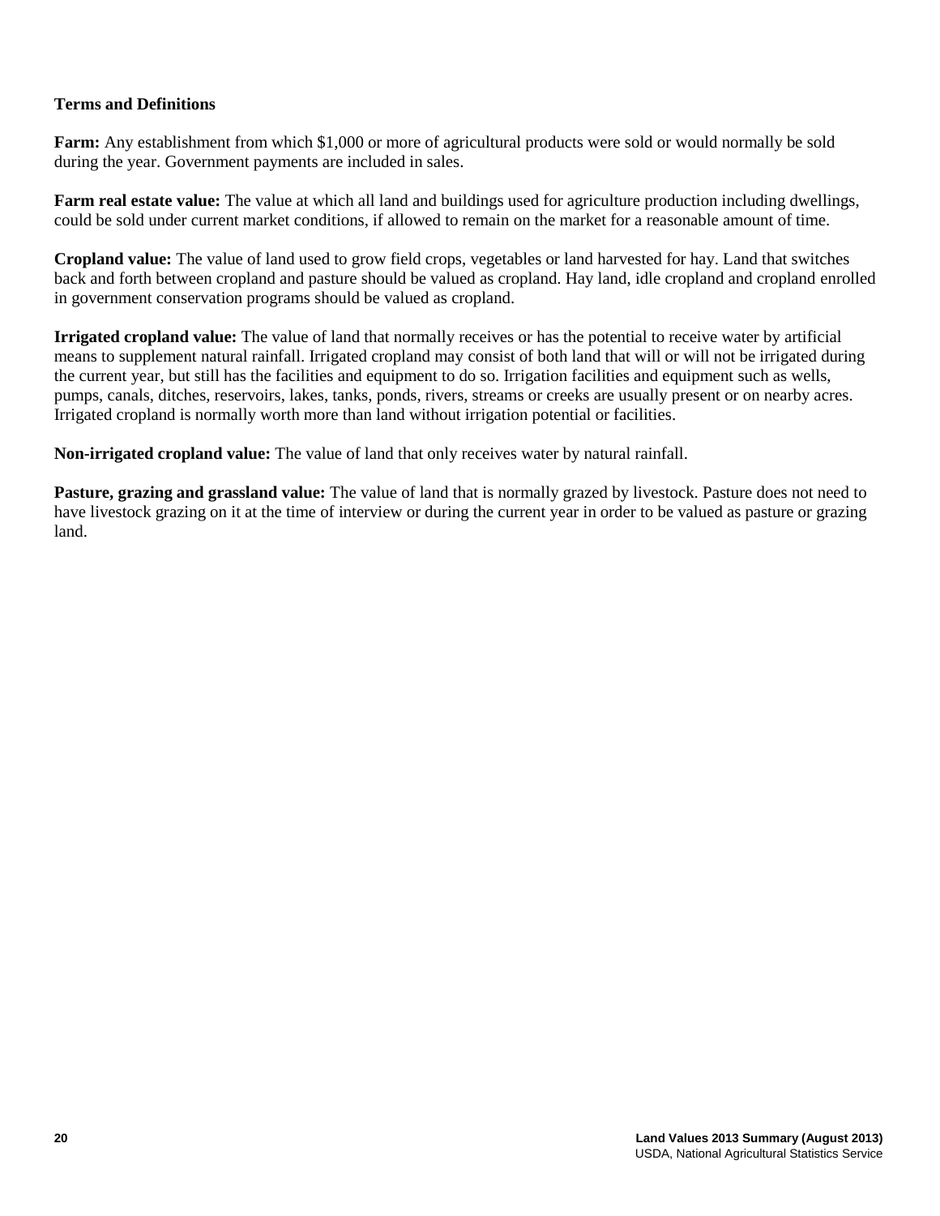## Terms and Definitions

**Farm:** Any establishment from which $1,000 or more of agricultural products were sold or would normally be sold during the year. Government payments are included in sales.

**Farm real estate value:** The value at which all land and buildings used for agriculture production including dwellings, could be sold under current market conditions, if allowed to remain on the market for a reasonable amount of time.

**Cropland value:** The value of land used to grow field crops, vegetables or land harvested for hay. Land that switches back and forth between cropland and pasture should be valued as cropland. Hay land, idle cropland and cropland enrolled in government conservation programs should be valued as cropland.

**Irrigated cropland value:** The value of land that normally receives or has the potential to receive water by artificial means to supplement natural rainfall. Irrigated cropland may consist of both land that will or will not be irrigated during the current year, but still has the facilities and equipment to do so. Irrigation facilities and equipment such as wells, pumps, canals, ditches, reservoirs, lakes, tanks, ponds, rivers, streams or creeks are usually present or on nearby acres. Irrigated cropland is normally worth more than land without irrigation potential or facilities.

**Non-irrigated cropland value:** The value of land that only receives water by natural rainfall.

**Pasture, grazing and grassland value:** The value of land that is normally grazed by livestock. Pasture does not need to have livestock grazing on it at the time of interview or during the current year in order to be valued as pasture or grazing land.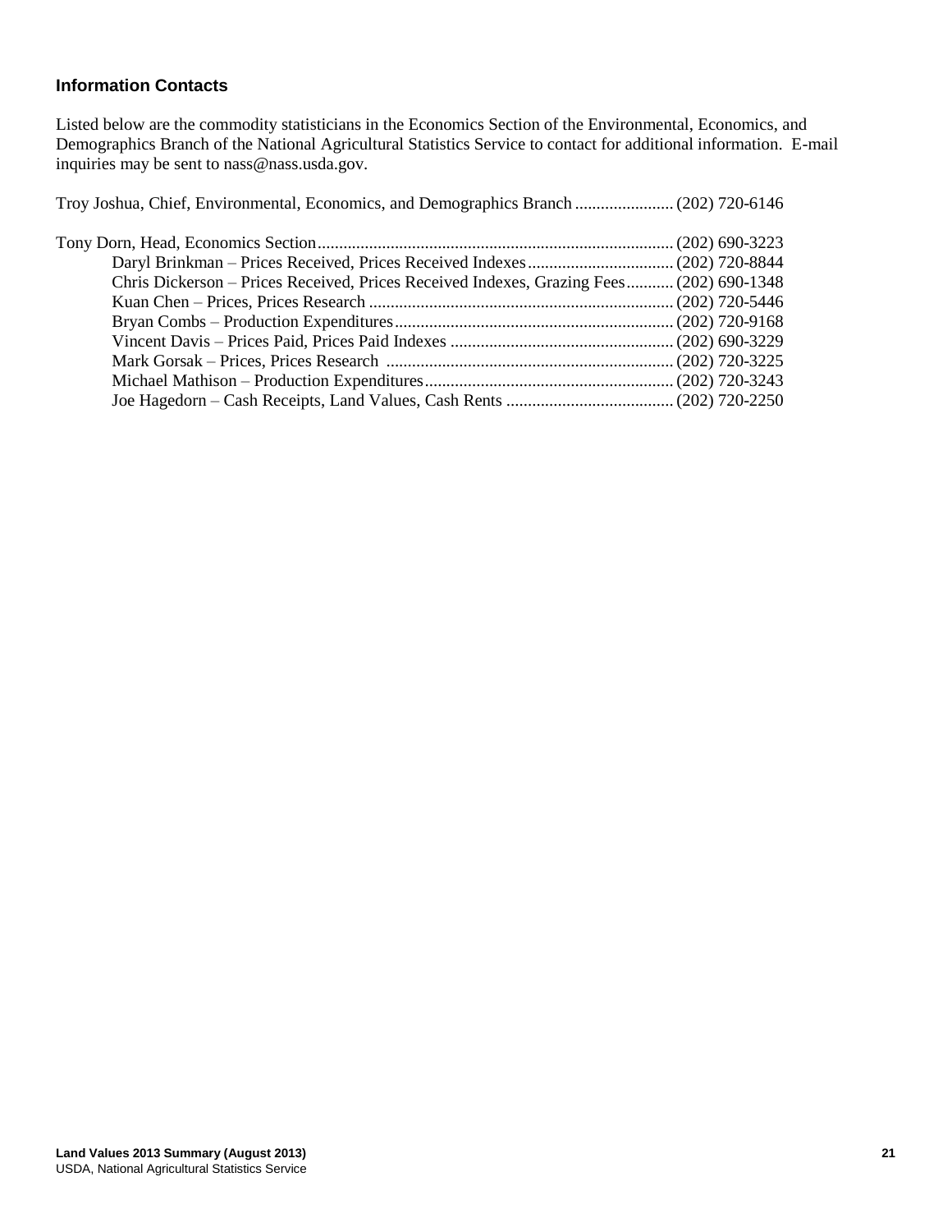## Information Contacts

Listed below are the commodity statisticians in the Economics Section of the Environmental, Economics, and Demographics Branch of the National Agricultural Statistics Service to contact for additional information. E-mail inquiries may be sent to nass@nass.usda.gov.

Troy Joshua, Chief, Environmental, Economics, and Demographics Branch ....................... (202) 720-6146

Tony Dorn, Head, Economics Section .................................................................................. (202) 690-3223

- Daryl Brinkman – Prices Received, Prices Received Indexes .................................. (202) 720-8844
- Chris Dickerson – Prices Received, Prices Received Indexes, Grazing Fees ........... (202) 690-1348
- Kuan Chen – Prices, Prices Research ....................................................................... (202) 720-5446
- Bryan Combs – Production Expenditures ................................................................. (202) 720-9168
- Vincent Davis – Prices Paid, Prices Paid Indexes .................................................... (202) 690-3229
- Mark Gorsak – Prices, Prices Research .................................................................... (202) 720-3225
- Michael Mathison – Production Expenditures .......................................................... (202) 720-3243
- Joe Hagedorn – Cash Receipts, Land Values, Cash Rents ....................................... (202) 720-2250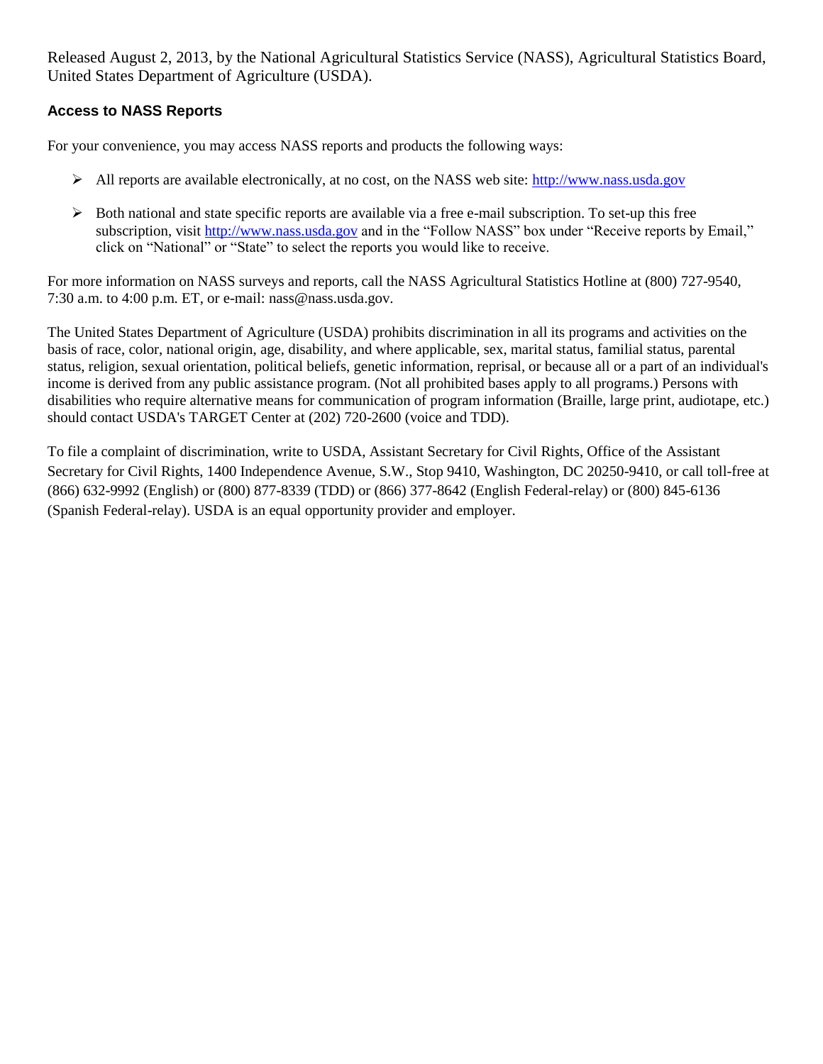Released August 2, 2013, by the National Agricultural Statistics Service (NASS), Agricultural Statistics Board, United States Department of Agriculture (USDA).

### Access to NASS Reports

For your convenience, you may access NASS reports and products the following ways:

- All reports are available electronically, at no cost, on the NASS web site: http://www.nass.usda.gov
- Both national and state specific reports are available via a free e-mail subscription. To set-up this free subscription, visit http://www.nass.usda.gov and in the "Follow NASS" box under "Receive reports by Email," click on "National" or "State" to select the reports you would like to receive.

For more information on NASS surveys and reports, call the NASS Agricultural Statistics Hotline at (800) 727-9540, 7:30 a.m. to 4:00 p.m. ET, or e-mail: nass@nass.usda.gov.

The United States Department of Agriculture (USDA) prohibits discrimination in all its programs and activities on the basis of race, color, national origin, age, disability, and where applicable, sex, marital status, familial status, parental status, religion, sexual orientation, political beliefs, genetic information, reprisal, or because all or a part of an individual's income is derived from any public assistance program. (Not all prohibited bases apply to all programs.) Persons with disabilities who require alternative means for communication of program information (Braille, large print, audiotape, etc.) should contact USDA's TARGET Center at (202) 720-2600 (voice and TDD).

To file a complaint of discrimination, write to USDA, Assistant Secretary for Civil Rights, Office of the Assistant Secretary for Civil Rights, 1400 Independence Avenue, S.W., Stop 9410, Washington, DC 20250-9410, or call toll-free at (866) 632-9992 (English) or (800) 877-8339 (TDD) or (866) 377-8642 (English Federal-relay) or (800) 845-6136 (Spanish Federal-relay). USDA is an equal opportunity provider and employer.